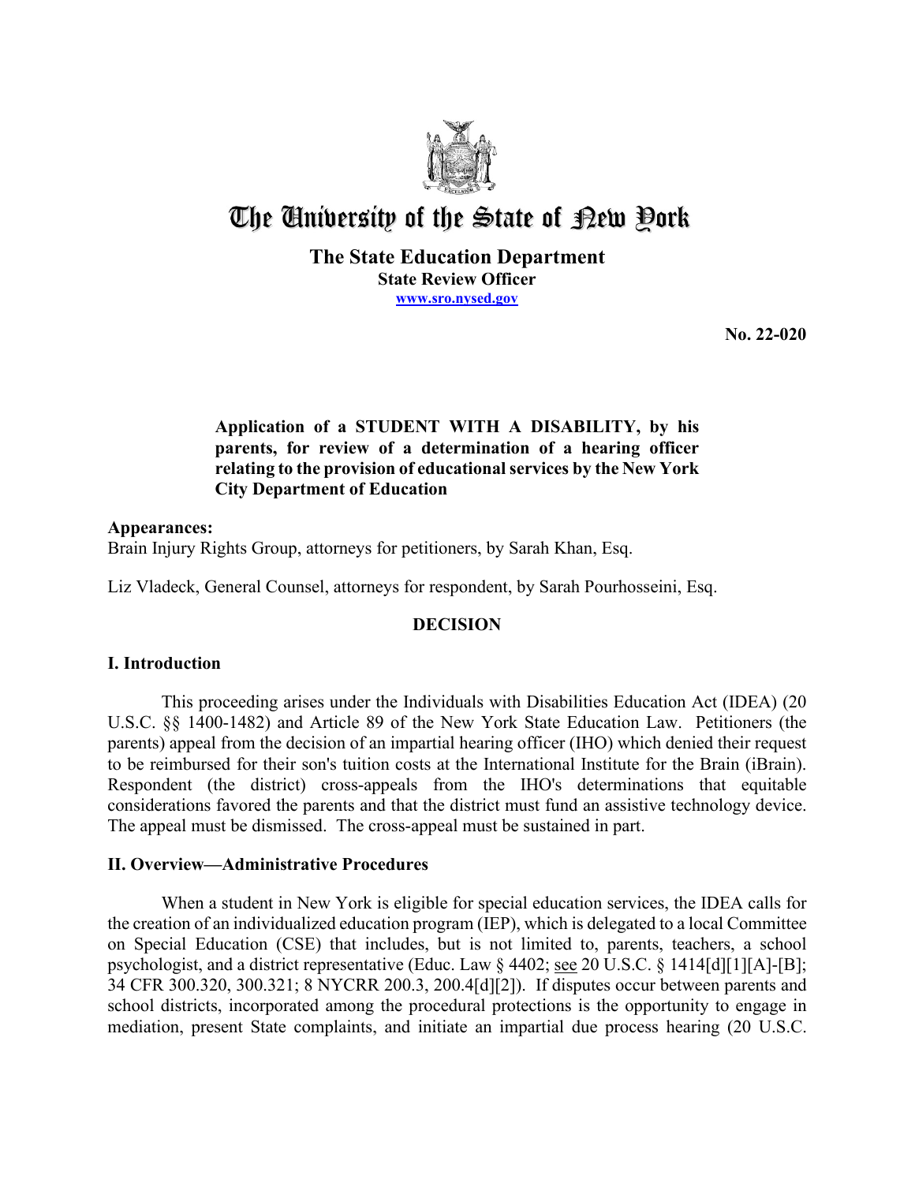# The University of the State of New York

**The State Education Department**
**State Review Officer**
**www.sro.nysed.gov**

**No. 22-020**

**Application of a STUDENT WITH A DISABILITY, by his parents, for review of a determination of a hearing officer relating to the provision of educational services by the New York City Department of Education**

**Appearances:**
Brain Injury Rights Group, attorneys for petitioners, by Sarah Khan, Esq.

Liz Vladeck, General Counsel, attorneys for respondent, by Sarah Pourhosseini, Esq.

## DECISION

### I. Introduction

This proceeding arises under the Individuals with Disabilities Education Act (IDEA) (20 U.S.C. §§ 1400-1482) and Article 89 of the New York State Education Law. Petitioners (the parents) appeal from the decision of an impartial hearing officer (IHO) which denied their request to be reimbursed for their son's tuition costs at the International Institute for the Brain (iBrain). Respondent (the district) cross-appeals from the IHO's determinations that equitable considerations favored the parents and that the district must fund an assistive technology device. The appeal must be dismissed. The cross-appeal must be sustained in part.

### II. Overview—Administrative Procedures

When a student in New York is eligible for special education services, the IDEA calls for the creation of an individualized education program (IEP), which is delegated to a local Committee on Special Education (CSE) that includes, but is not limited to, parents, teachers, a school psychologist, and a district representative (Educ. Law § 4402; see 20 U.S.C. § 1414[d][1][A]-[B]; 34 CFR 300.320, 300.321; 8 NYCRR 200.3, 200.4[d][2]). If disputes occur between parents and school districts, incorporated among the procedural protections is the opportunity to engage in mediation, present State complaints, and initiate an impartial due process hearing (20 U.S.C.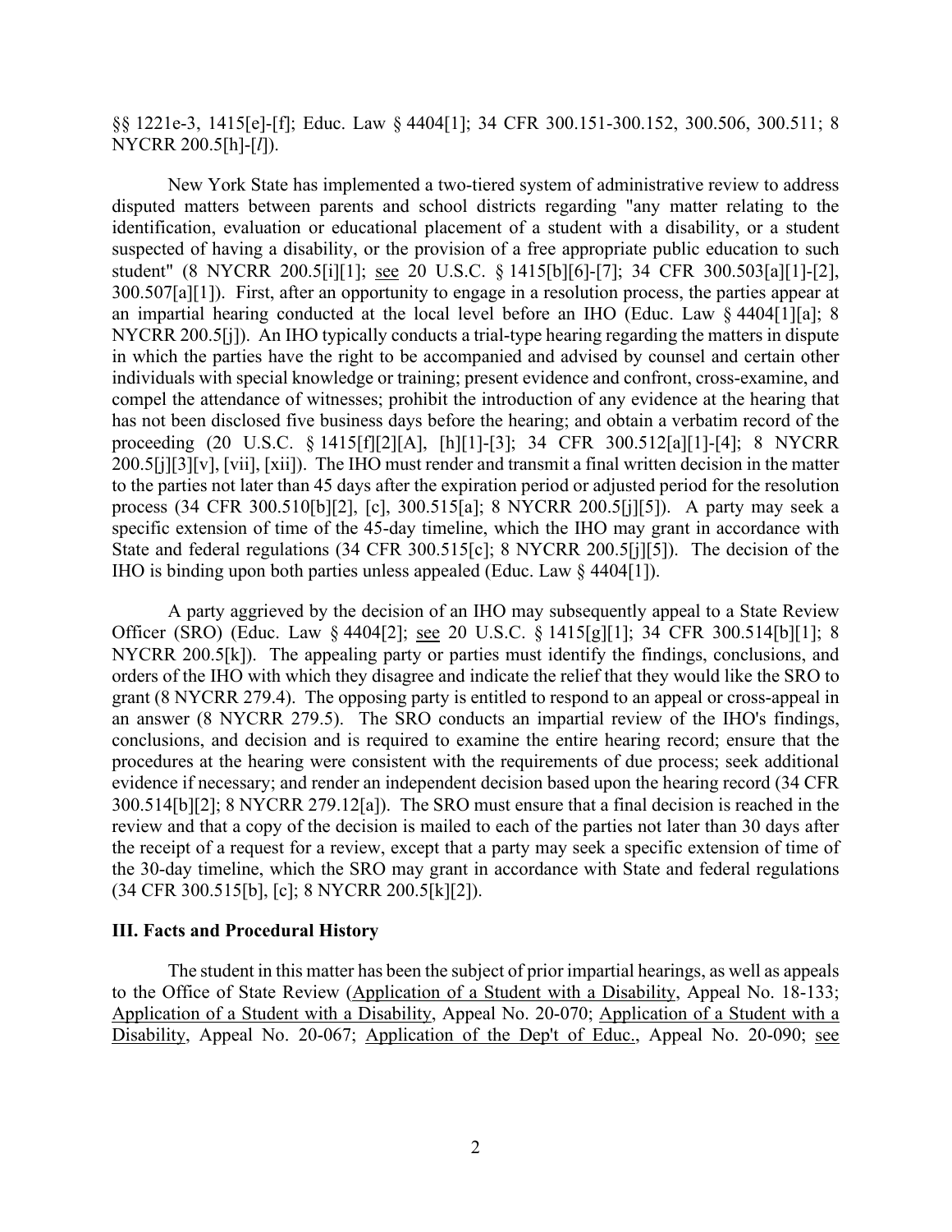§§ 1221e-3, 1415[e]-[f]; Educ. Law § 4404[1]; 34 CFR 300.151-300.152, 300.506, 300.511; 8 NYCRR 200.5[h]-[*l*]).

New York State has implemented a two-tiered system of administrative review to address disputed matters between parents and school districts regarding "any matter relating to the identification, evaluation or educational placement of a student with a disability, or a student suspected of having a disability, or the provision of a free appropriate public education to such student" (8 NYCRR 200.5[i][1]; see 20 U.S.C. § 1415[b][6]-[7]; 34 CFR 300.503[a][1]-[2], 300.507[a][1]). First, after an opportunity to engage in a resolution process, the parties appear at an impartial hearing conducted at the local level before an IHO (Educ. Law § 4404[1][a]; 8 NYCRR 200.5[j]). An IHO typically conducts a trial-type hearing regarding the matters in dispute in which the parties have the right to be accompanied and advised by counsel and certain other individuals with special knowledge or training; present evidence and confront, cross-examine, and compel the attendance of witnesses; prohibit the introduction of any evidence at the hearing that has not been disclosed five business days before the hearing; and obtain a verbatim record of the proceeding (20 U.S.C. § 1415[f][2][A], [h][1]-[3]; 34 CFR 300.512[a][1]-[4]; 8 NYCRR 200.5[j][3][v], [vii], [xii]). The IHO must render and transmit a final written decision in the matter to the parties not later than 45 days after the expiration period or adjusted period for the resolution process (34 CFR 300.510[b][2], [c], 300.515[a]; 8 NYCRR 200.5[j][5]). A party may seek a specific extension of time of the 45-day timeline, which the IHO may grant in accordance with State and federal regulations (34 CFR 300.515[c]; 8 NYCRR 200.5[j][5]). The decision of the IHO is binding upon both parties unless appealed (Educ. Law § 4404[1]).

A party aggrieved by the decision of an IHO may subsequently appeal to a State Review Officer (SRO) (Educ. Law § 4404[2]; see 20 U.S.C. § 1415[g][1]; 34 CFR 300.514[b][1]; 8 NYCRR 200.5[k]). The appealing party or parties must identify the findings, conclusions, and orders of the IHO with which they disagree and indicate the relief that they would like the SRO to grant (8 NYCRR 279.4). The opposing party is entitled to respond to an appeal or cross-appeal in an answer (8 NYCRR 279.5). The SRO conducts an impartial review of the IHO's findings, conclusions, and decision and is required to examine the entire hearing record; ensure that the procedures at the hearing were consistent with the requirements of due process; seek additional evidence if necessary; and render an independent decision based upon the hearing record (34 CFR 300.514[b][2]; 8 NYCRR 279.12[a]). The SRO must ensure that a final decision is reached in the review and that a copy of the decision is mailed to each of the parties not later than 30 days after the receipt of a request for a review, except that a party may seek a specific extension of time of the 30-day timeline, which the SRO may grant in accordance with State and federal regulations (34 CFR 300.515[b], [c]; 8 NYCRR 200.5[k][2]).

### III. Facts and Procedural History

The student in this matter has been the subject of prior impartial hearings, as well as appeals to the Office of State Review (Application of a Student with a Disability, Appeal No. 18-133; Application of a Student with a Disability, Appeal No. 20-070; Application of a Student with a Disability, Appeal No. 20-067; Application of the Dep't of Educ., Appeal No. 20-090; see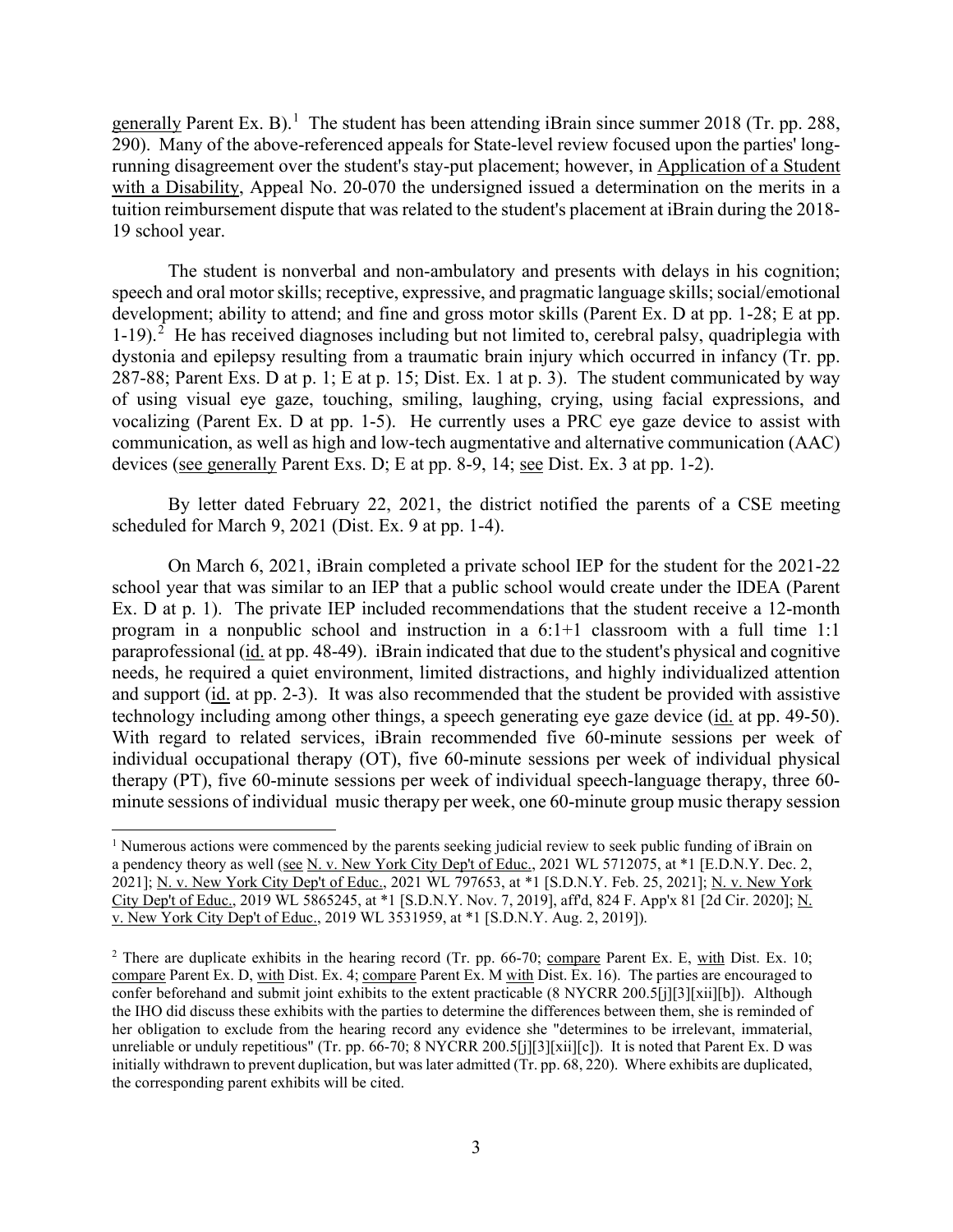generally Parent Ex. B).[1] The student has been attending iBrain since summer 2018 (Tr. pp. 288, 290). Many of the above-referenced appeals for State-level review focused upon the parties' long-running disagreement over the student's stay-put placement; however, in Application of a Student with a Disability, Appeal No. 20-070 the undersigned issued a determination on the merits in a tuition reimbursement dispute that was related to the student's placement at iBrain during the 2018-19 school year.

The student is nonverbal and non-ambulatory and presents with delays in his cognition; speech and oral motor skills; receptive, expressive, and pragmatic language skills; social/emotional development; ability to attend; and fine and gross motor skills (Parent Ex. D at pp. 1-28; E at pp. 1-19).[2] He has received diagnoses including but not limited to, cerebral palsy, quadriplegia with dystonia and epilepsy resulting from a traumatic brain injury which occurred in infancy (Tr. pp. 287-88; Parent Exs. D at p. 1; E at p. 15; Dist. Ex. 1 at p. 3). The student communicated by way of using visual eye gaze, touching, smiling, laughing, crying, using facial expressions, and vocalizing (Parent Ex. D at pp. 1-5). He currently uses a PRC eye gaze device to assist with communication, as well as high and low-tech augmentative and alternative communication (AAC) devices (see generally Parent Exs. D; E at pp. 8-9, 14; see Dist. Ex. 3 at pp. 1-2).

By letter dated February 22, 2021, the district notified the parents of a CSE meeting scheduled for March 9, 2021 (Dist. Ex. 9 at pp. 1-4).

On March 6, 2021, iBrain completed a private school IEP for the student for the 2021-22 school year that was similar to an IEP that a public school would create under the IDEA (Parent Ex. D at p. 1). The private IEP included recommendations that the student receive a 12-month program in a nonpublic school and instruction in a 6:1+1 classroom with a full time 1:1 paraprofessional (id. at pp. 48-49). iBrain indicated that due to the student's physical and cognitive needs, he required a quiet environment, limited distractions, and highly individualized attention and support (id. at pp. 2-3). It was also recommended that the student be provided with assistive technology including among other things, a speech generating eye gaze device (id. at pp. 49-50). With regard to related services, iBrain recommended five 60-minute sessions per week of individual occupational therapy (OT), five 60-minute sessions per week of individual physical therapy (PT), five 60-minute sessions per week of individual speech-language therapy, three 60-minute sessions of individual music therapy per week, one 60-minute group music therapy session

---

[1] Numerous actions were commenced by the parents seeking judicial review to seek public funding of iBrain on a pendency theory as well (see N. v. New York City Dep't of Educ., 2021 WL 5712075, at *1 [E.D.N.Y. Dec. 2, 2021]; N. v. New York City Dep't of Educ., 2021 WL 797653, at *1 [S.D.N.Y. Feb. 25, 2021]; N. v. New York City Dep't of Educ., 2019 WL 5865245, at *1 [S.D.N.Y. Nov. 7, 2019], aff'd, 824 F. App'x 81 [2d Cir. 2020]; N. v. New York City Dep't of Educ., 2019 WL 3531959, at *1 [S.D.N.Y. Aug. 2, 2019]).

[2] There are duplicate exhibits in the hearing record (Tr. pp. 66-70; compare Parent Ex. E, with Dist. Ex. 10; compare Parent Ex. D, with Dist. Ex. 4; compare Parent Ex. M with Dist. Ex. 16). The parties are encouraged to confer beforehand and submit joint exhibits to the extent practicable (8 NYCRR 200.5[j][3][xii][b]). Although the IHO did discuss these exhibits with the parties to determine the differences between them, she is reminded of her obligation to exclude from the hearing record any evidence she "determines to be irrelevant, immaterial, unreliable or unduly repetitious" (Tr. pp. 66-70; 8 NYCRR 200.5[j][3][xii][c]). It is noted that Parent Ex. D was initially withdrawn to prevent duplication, but was later admitted (Tr. pp. 68, 220). Where exhibits are duplicated, the corresponding parent exhibits will be cited.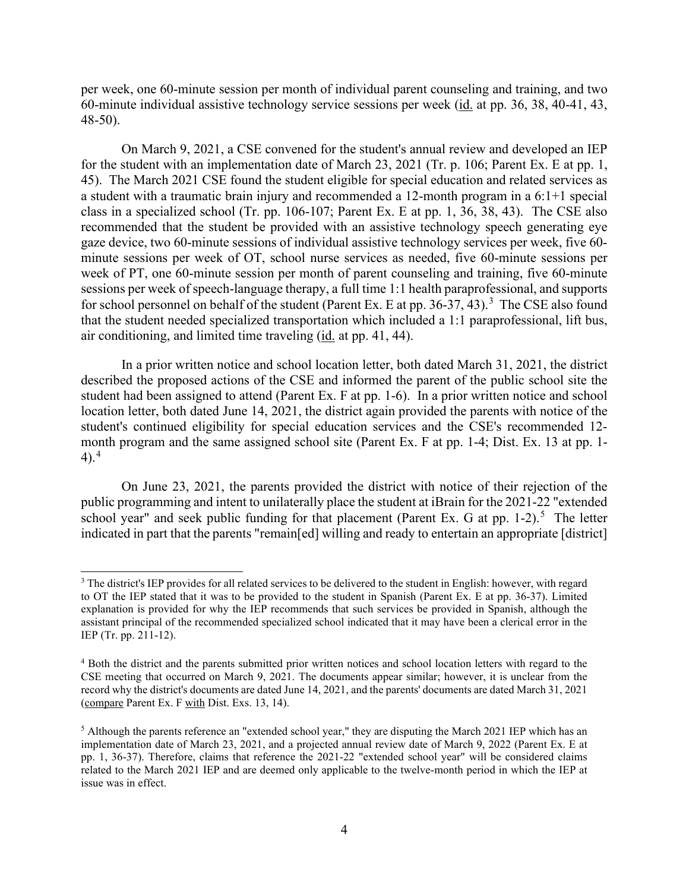per week, one 60-minute session per month of individual parent counseling and training, and two 60-minute individual assistive technology service sessions per week (id. at pp. 36, 38, 40-41, 43, 48-50).

On March 9, 2021, a CSE convened for the student's annual review and developed an IEP for the student with an implementation date of March 23, 2021 (Tr. p. 106; Parent Ex. E at pp. 1, 45). The March 2021 CSE found the student eligible for special education and related services as a student with a traumatic brain injury and recommended a 12-month program in a 6:1+1 special class in a specialized school (Tr. pp. 106-107; Parent Ex. E at pp. 1, 36, 38, 43). The CSE also recommended that the student be provided with an assistive technology speech generating eye gaze device, two 60-minute sessions of individual assistive technology services per week, five 60-minute sessions per week of OT, school nurse services as needed, five 60-minute sessions per week of PT, one 60-minute session per month of parent counseling and training, five 60-minute sessions per week of speech-language therapy, a full time 1:1 health paraprofessional, and supports for school personnel on behalf of the student (Parent Ex. E at pp. 36-37, 43).[3] The CSE also found that the student needed specialized transportation which included a 1:1 paraprofessional, lift bus, air conditioning, and limited time traveling (id. at pp. 41, 44).

In a prior written notice and school location letter, both dated March 31, 2021, the district described the proposed actions of the CSE and informed the parent of the public school site the student had been assigned to attend (Parent Ex. F at pp. 1-6). In a prior written notice and school location letter, both dated June 14, 2021, the district again provided the parents with notice of the student's continued eligibility for special education services and the CSE's recommended 12-month program and the same assigned school site (Parent Ex. F at pp. 1-4; Dist. Ex. 13 at pp. 1-4).[4]

On June 23, 2021, the parents provided the district with notice of their rejection of the public programming and intent to unilaterally place the student at iBrain for the 2021-22 "extended school year" and seek public funding for that placement (Parent Ex. G at pp. 1-2).[5] The letter indicated in part that the parents "remain[ed] willing and ready to entertain an appropriate [district]

---

[3] The district's IEP provides for all related services to be delivered to the student in English: however, with regard to OT the IEP stated that it was to be provided to the student in Spanish (Parent Ex. E at pp. 36-37). Limited explanation is provided for why the IEP recommends that such services be provided in Spanish, although the assistant principal of the recommended specialized school indicated that it may have been a clerical error in the IEP (Tr. pp. 211-12).

[4] Both the district and the parents submitted prior written notices and school location letters with regard to the CSE meeting that occurred on March 9, 2021. The documents appear similar; however, it is unclear from the record why the district's documents are dated June 14, 2021, and the parents' documents are dated March 31, 2021 (compare Parent Ex. F with Dist. Exs. 13, 14).

[5] Although the parents reference an "extended school year," they are disputing the March 2021 IEP which has an implementation date of March 23, 2021, and a projected annual review date of March 9, 2022 (Parent Ex. E at pp. 1, 36-37). Therefore, claims that reference the 2021-22 "extended school year" will be considered claims related to the March 2021 IEP and are deemed only applicable to the twelve-month period in which the IEP at issue was in effect.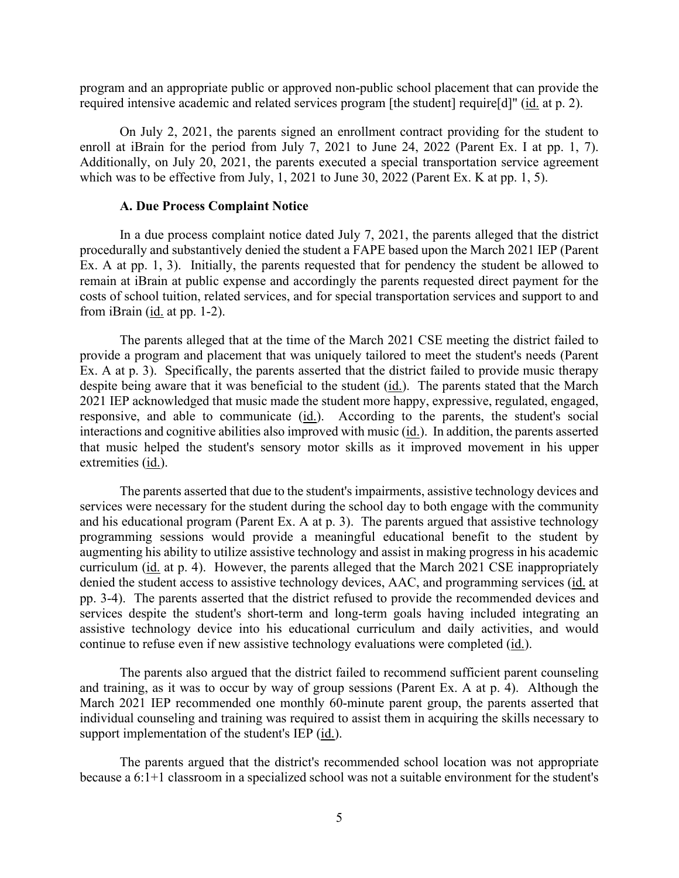program and an appropriate public or approved non-public school placement that can provide the required intensive academic and related services program [the student] require[d]" (id. at p. 2).

On July 2, 2021, the parents signed an enrollment contract providing for the student to enroll at iBrain for the period from July 7, 2021 to June 24, 2022 (Parent Ex. I at pp. 1, 7). Additionally, on July 20, 2021, the parents executed a special transportation service agreement which was to be effective from July, 1, 2021 to June 30, 2022 (Parent Ex. K at pp. 1, 5).

### A. Due Process Complaint Notice

In a due process complaint notice dated July 7, 2021, the parents alleged that the district procedurally and substantively denied the student a FAPE based upon the March 2021 IEP (Parent Ex. A at pp. 1, 3). Initially, the parents requested that for pendency the student be allowed to remain at iBrain at public expense and accordingly the parents requested direct payment for the costs of school tuition, related services, and for special transportation services and support to and from iBrain (id. at pp. 1-2).

The parents alleged that at the time of the March 2021 CSE meeting the district failed to provide a program and placement that was uniquely tailored to meet the student's needs (Parent Ex. A at p. 3). Specifically, the parents asserted that the district failed to provide music therapy despite being aware that it was beneficial to the student (id.). The parents stated that the March 2021 IEP acknowledged that music made the student more happy, expressive, regulated, engaged, responsive, and able to communicate (id.). According to the parents, the student's social interactions and cognitive abilities also improved with music (id.). In addition, the parents asserted that music helped the student's sensory motor skills as it improved movement in his upper extremities (id.).

The parents asserted that due to the student's impairments, assistive technology devices and services were necessary for the student during the school day to both engage with the community and his educational program (Parent Ex. A at p. 3). The parents argued that assistive technology programming sessions would provide a meaningful educational benefit to the student by augmenting his ability to utilize assistive technology and assist in making progress in his academic curriculum (id. at p. 4). However, the parents alleged that the March 2021 CSE inappropriately denied the student access to assistive technology devices, AAC, and programming services (id. at pp. 3-4). The parents asserted that the district refused to provide the recommended devices and services despite the student's short-term and long-term goals having included integrating an assistive technology device into his educational curriculum and daily activities, and would continue to refuse even if new assistive technology evaluations were completed (id.).

The parents also argued that the district failed to recommend sufficient parent counseling and training, as it was to occur by way of group sessions (Parent Ex. A at p. 4). Although the March 2021 IEP recommended one monthly 60-minute parent group, the parents asserted that individual counseling and training was required to assist them in acquiring the skills necessary to support implementation of the student's IEP (id.).

The parents argued that the district's recommended school location was not appropriate because a 6:1+1 classroom in a specialized school was not a suitable environment for the student's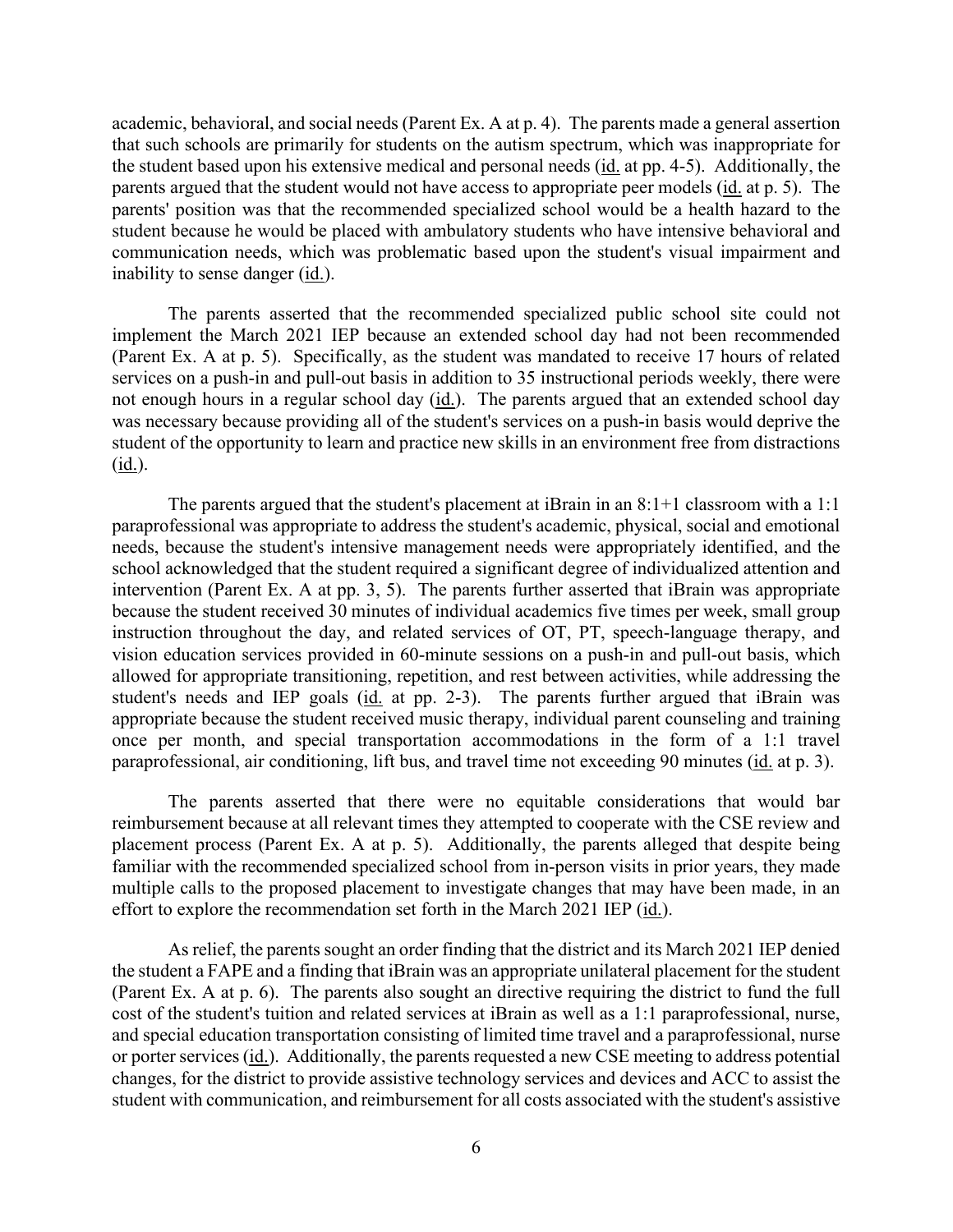academic, behavioral, and social needs (Parent Ex. A at p. 4). The parents made a general assertion that such schools are primarily for students on the autism spectrum, which was inappropriate for the student based upon his extensive medical and personal needs (id. at pp. 4-5). Additionally, the parents argued that the student would not have access to appropriate peer models (id. at p. 5). The parents' position was that the recommended specialized school would be a health hazard to the student because he would be placed with ambulatory students who have intensive behavioral and communication needs, which was problematic based upon the student's visual impairment and inability to sense danger (id.).

The parents asserted that the recommended specialized public school site could not implement the March 2021 IEP because an extended school day had not been recommended (Parent Ex. A at p. 5). Specifically, as the student was mandated to receive 17 hours of related services on a push-in and pull-out basis in addition to 35 instructional periods weekly, there were not enough hours in a regular school day (id.). The parents argued that an extended school day was necessary because providing all of the student's services on a push-in basis would deprive the student of the opportunity to learn and practice new skills in an environment free from distractions (id.).

The parents argued that the student's placement at iBrain in an 8:1+1 classroom with a 1:1 paraprofessional was appropriate to address the student's academic, physical, social and emotional needs, because the student's intensive management needs were appropriately identified, and the school acknowledged that the student required a significant degree of individualized attention and intervention (Parent Ex. A at pp. 3, 5). The parents further asserted that iBrain was appropriate because the student received 30 minutes of individual academics five times per week, small group instruction throughout the day, and related services of OT, PT, speech-language therapy, and vision education services provided in 60-minute sessions on a push-in and pull-out basis, which allowed for appropriate transitioning, repetition, and rest between activities, while addressing the student's needs and IEP goals (id. at pp. 2-3). The parents further argued that iBrain was appropriate because the student received music therapy, individual parent counseling and training once per month, and special transportation accommodations in the form of a 1:1 travel paraprofessional, air conditioning, lift bus, and travel time not exceeding 90 minutes (id. at p. 3).

The parents asserted that there were no equitable considerations that would bar reimbursement because at all relevant times they attempted to cooperate with the CSE review and placement process (Parent Ex. A at p. 5). Additionally, the parents alleged that despite being familiar with the recommended specialized school from in-person visits in prior years, they made multiple calls to the proposed placement to investigate changes that may have been made, in an effort to explore the recommendation set forth in the March 2021 IEP (id.).

As relief, the parents sought an order finding that the district and its March 2021 IEP denied the student a FAPE and a finding that iBrain was an appropriate unilateral placement for the student (Parent Ex. A at p. 6). The parents also sought an directive requiring the district to fund the full cost of the student's tuition and related services at iBrain as well as a 1:1 paraprofessional, nurse, and special education transportation consisting of limited time travel and a paraprofessional, nurse or porter services (id.). Additionally, the parents requested a new CSE meeting to address potential changes, for the district to provide assistive technology services and devices and ACC to assist the student with communication, and reimbursement for all costs associated with the student's assistive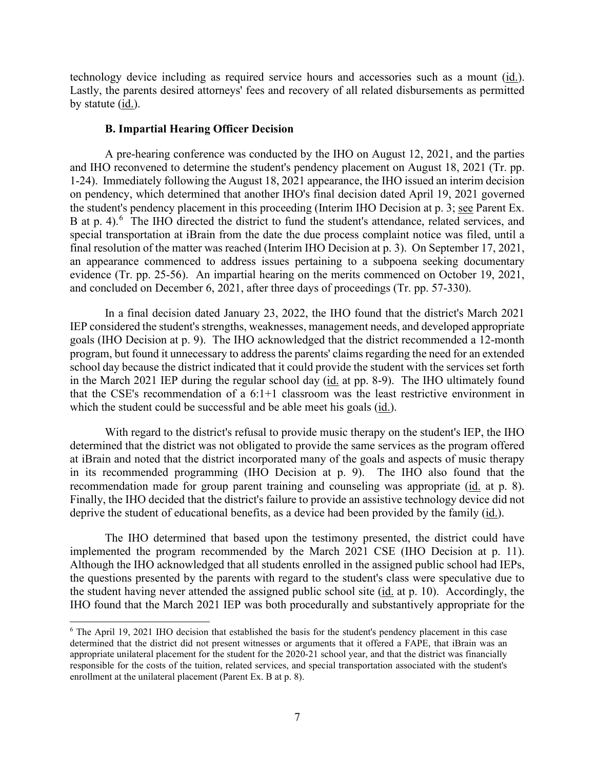technology device including as required service hours and accessories such as a mount (id.). Lastly, the parents desired attorneys' fees and recovery of all related disbursements as permitted by statute (id.).

### B. Impartial Hearing Officer Decision

A pre-hearing conference was conducted by the IHO on August 12, 2021, and the parties and IHO reconvened to determine the student's pendency placement on August 18, 2021 (Tr. pp. 1-24). Immediately following the August 18, 2021 appearance, the IHO issued an interim decision on pendency, which determined that another IHO's final decision dated April 19, 2021 governed the student's pendency placement in this proceeding (Interim IHO Decision at p. 3; see Parent Ex. B at p. 4).[6] The IHO directed the district to fund the student's attendance, related services, and special transportation at iBrain from the date the due process complaint notice was filed, until a final resolution of the matter was reached (Interim IHO Decision at p. 3). On September 17, 2021, an appearance commenced to address issues pertaining to a subpoena seeking documentary evidence (Tr. pp. 25-56). An impartial hearing on the merits commenced on October 19, 2021, and concluded on December 6, 2021, after three days of proceedings (Tr. pp. 57-330).

In a final decision dated January 23, 2022, the IHO found that the district's March 2021 IEP considered the student's strengths, weaknesses, management needs, and developed appropriate goals (IHO Decision at p. 9). The IHO acknowledged that the district recommended a 12-month program, but found it unnecessary to address the parents' claims regarding the need for an extended school day because the district indicated that it could provide the student with the services set forth in the March 2021 IEP during the regular school day (id. at pp. 8-9). The IHO ultimately found that the CSE's recommendation of a 6:1+1 classroom was the least restrictive environment in which the student could be successful and be able meet his goals (id.).

With regard to the district's refusal to provide music therapy on the student's IEP, the IHO determined that the district was not obligated to provide the same services as the program offered at iBrain and noted that the district incorporated many of the goals and aspects of music therapy in its recommended programming (IHO Decision at p. 9). The IHO also found that the recommendation made for group parent training and counseling was appropriate (id. at p. 8). Finally, the IHO decided that the district's failure to provide an assistive technology device did not deprive the student of educational benefits, as a device had been provided by the family (id.).

The IHO determined that based upon the testimony presented, the district could have implemented the program recommended by the March 2021 CSE (IHO Decision at p. 11). Although the IHO acknowledged that all students enrolled in the assigned public school had IEPs, the questions presented by the parents with regard to the student's class were speculative due to the student having never attended the assigned public school site (id. at p. 10). Accordingly, the IHO found that the March 2021 IEP was both procedurally and substantively appropriate for the

[6] The April 19, 2021 IHO decision that established the basis for the student's pendency placement in this case determined that the district did not present witnesses or arguments that it offered a FAPE, that iBrain was an appropriate unilateral placement for the student for the 2020-21 school year, and that the district was financially responsible for the costs of the tuition, related services, and special transportation associated with the student's enrollment at the unilateral placement (Parent Ex. B at p. 8).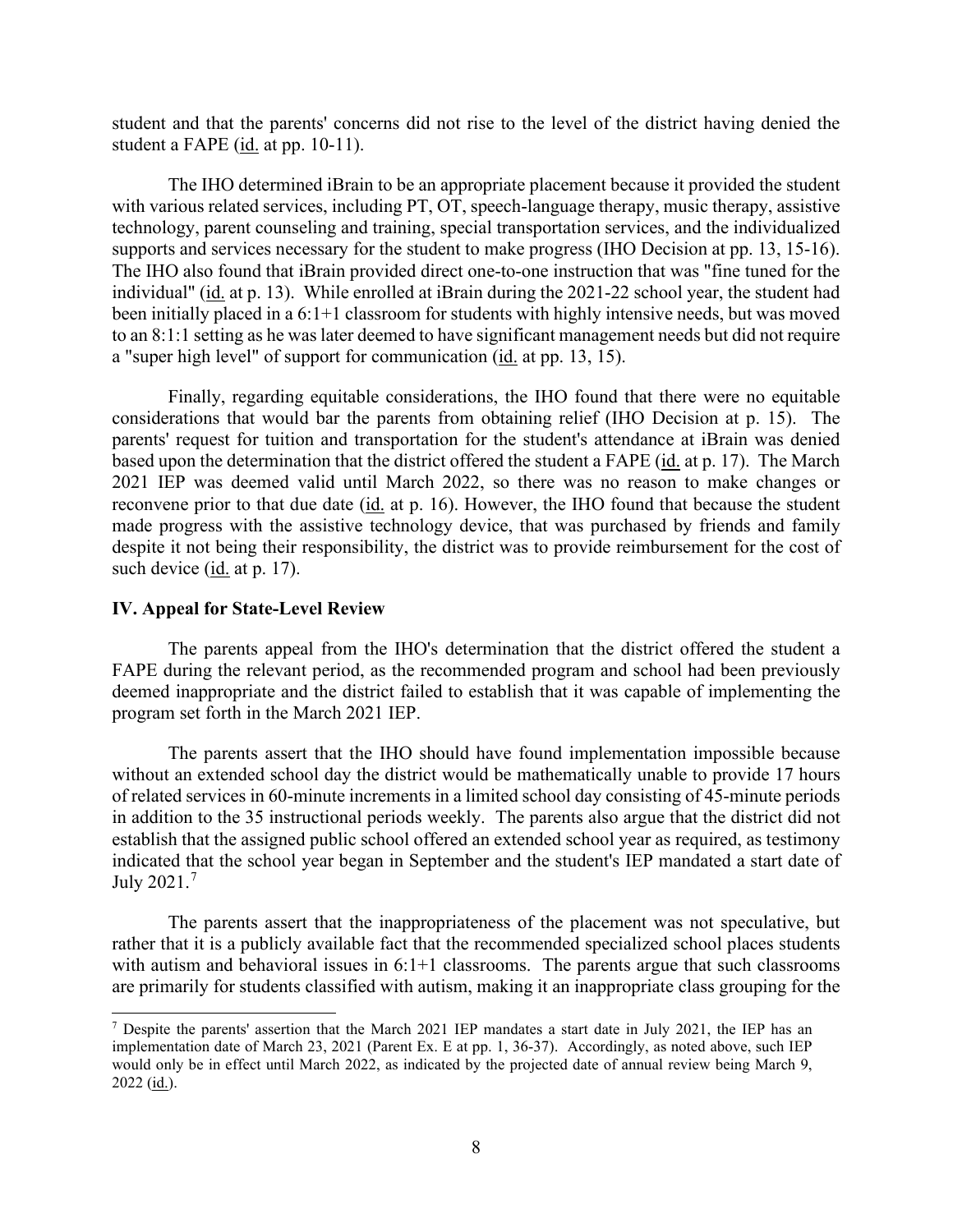student and that the parents' concerns did not rise to the level of the district having denied the student a FAPE (id. at pp. 10-11).

The IHO determined iBrain to be an appropriate placement because it provided the student with various related services, including PT, OT, speech-language therapy, music therapy, assistive technology, parent counseling and training, special transportation services, and the individualized supports and services necessary for the student to make progress (IHO Decision at pp. 13, 15-16). The IHO also found that iBrain provided direct one-to-one instruction that was "fine tuned for the individual" (id. at p. 13). While enrolled at iBrain during the 2021-22 school year, the student had been initially placed in a 6:1+1 classroom for students with highly intensive needs, but was moved to an 8:1:1 setting as he was later deemed to have significant management needs but did not require a "super high level" of support for communication (id. at pp. 13, 15).

Finally, regarding equitable considerations, the IHO found that there were no equitable considerations that would bar the parents from obtaining relief (IHO Decision at p. 15). The parents' request for tuition and transportation for the student's attendance at iBrain was denied based upon the determination that the district offered the student a FAPE (id. at p. 17). The March 2021 IEP was deemed valid until March 2022, so there was no reason to make changes or reconvene prior to that due date (id. at p. 16). However, the IHO found that because the student made progress with the assistive technology device, that was purchased by friends and family despite it not being their responsibility, the district was to provide reimbursement for the cost of such device (id. at p. 17).

## IV. Appeal for State-Level Review

The parents appeal from the IHO's determination that the district offered the student a FAPE during the relevant period, as the recommended program and school had been previously deemed inappropriate and the district failed to establish that it was capable of implementing the program set forth in the March 2021 IEP.

The parents assert that the IHO should have found implementation impossible because without an extended school day the district would be mathematically unable to provide 17 hours of related services in 60-minute increments in a limited school day consisting of 45-minute periods in addition to the 35 instructional periods weekly. The parents also argue that the district did not establish that the assigned public school offered an extended school year as required, as testimony indicated that the school year began in September and the student's IEP mandated a start date of July 2021.[7]

The parents assert that the inappropriateness of the placement was not speculative, but rather that it is a publicly available fact that the recommended specialized school places students with autism and behavioral issues in 6:1+1 classrooms. The parents argue that such classrooms are primarily for students classified with autism, making it an inappropriate class grouping for the

---

[7] Despite the parents' assertion that the March 2021 IEP mandates a start date in July 2021, the IEP has an implementation date of March 23, 2021 (Parent Ex. E at pp. 1, 36-37). Accordingly, as noted above, such IEP would only be in effect until March 2022, as indicated by the projected date of annual review being March 9, 2022 (id.).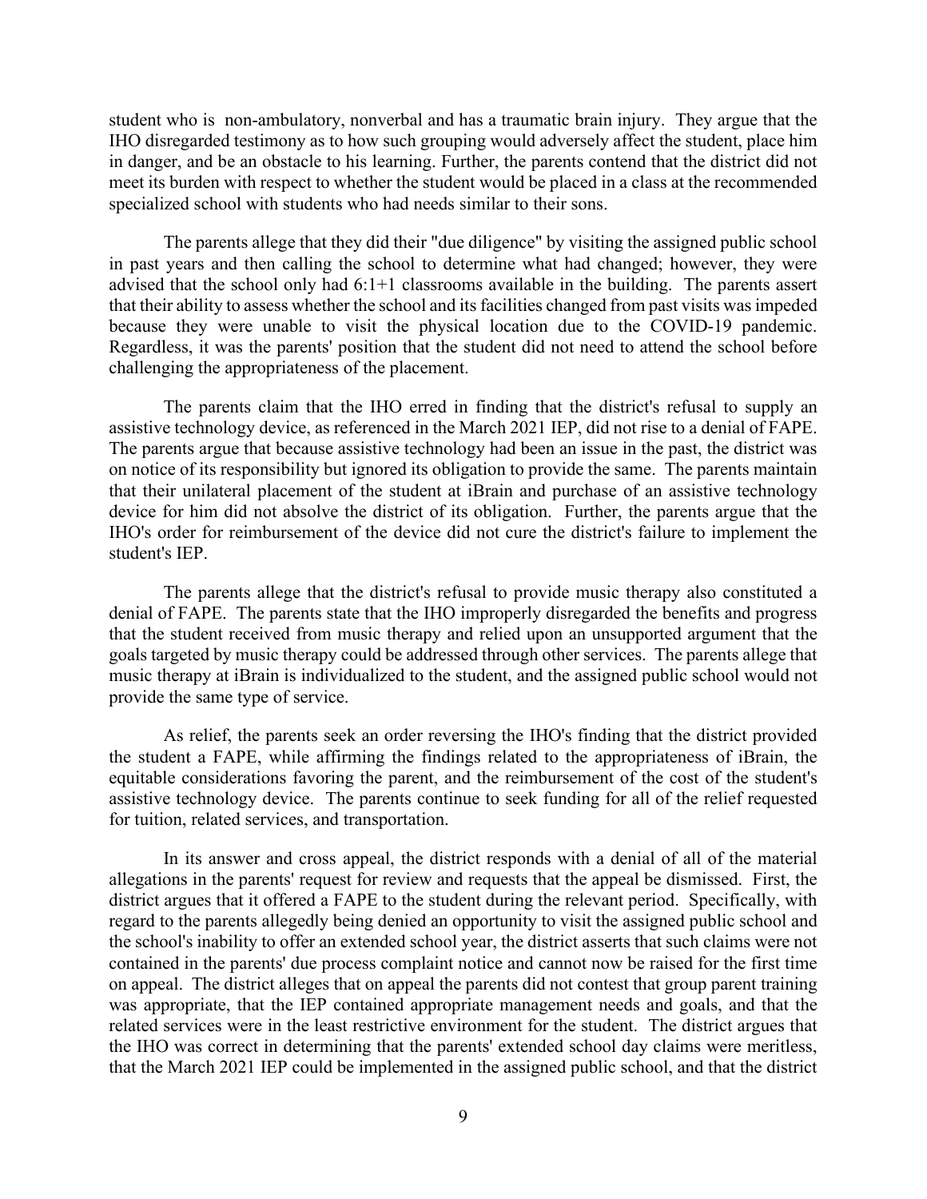student who is non-ambulatory, nonverbal and has a traumatic brain injury. They argue that the IHO disregarded testimony as to how such grouping would adversely affect the student, place him in danger, and be an obstacle to his learning. Further, the parents contend that the district did not meet its burden with respect to whether the student would be placed in a class at the recommended specialized school with students who had needs similar to their sons.

The parents allege that they did their "due diligence" by visiting the assigned public school in past years and then calling the school to determine what had changed; however, they were advised that the school only had 6:1+1 classrooms available in the building. The parents assert that their ability to assess whether the school and its facilities changed from past visits was impeded because they were unable to visit the physical location due to the COVID-19 pandemic. Regardless, it was the parents' position that the student did not need to attend the school before challenging the appropriateness of the placement.

The parents claim that the IHO erred in finding that the district's refusal to supply an assistive technology device, as referenced in the March 2021 IEP, did not rise to a denial of FAPE. The parents argue that because assistive technology had been an issue in the past, the district was on notice of its responsibility but ignored its obligation to provide the same. The parents maintain that their unilateral placement of the student at iBrain and purchase of an assistive technology device for him did not absolve the district of its obligation. Further, the parents argue that the IHO's order for reimbursement of the device did not cure the district's failure to implement the student's IEP.

The parents allege that the district's refusal to provide music therapy also constituted a denial of FAPE. The parents state that the IHO improperly disregarded the benefits and progress that the student received from music therapy and relied upon an unsupported argument that the goals targeted by music therapy could be addressed through other services. The parents allege that music therapy at iBrain is individualized to the student, and the assigned public school would not provide the same type of service.

As relief, the parents seek an order reversing the IHO's finding that the district provided the student a FAPE, while affirming the findings related to the appropriateness of iBrain, the equitable considerations favoring the parent, and the reimbursement of the cost of the student's assistive technology device. The parents continue to seek funding for all of the relief requested for tuition, related services, and transportation.

In its answer and cross appeal, the district responds with a denial of all of the material allegations in the parents' request for review and requests that the appeal be dismissed. First, the district argues that it offered a FAPE to the student during the relevant period. Specifically, with regard to the parents allegedly being denied an opportunity to visit the assigned public school and the school's inability to offer an extended school year, the district asserts that such claims were not contained in the parents' due process complaint notice and cannot now be raised for the first time on appeal. The district alleges that on appeal the parents did not contest that group parent training was appropriate, that the IEP contained appropriate management needs and goals, and that the related services were in the least restrictive environment for the student. The district argues that the IHO was correct in determining that the parents' extended school day claims were meritless, that the March 2021 IEP could be implemented in the assigned public school, and that the district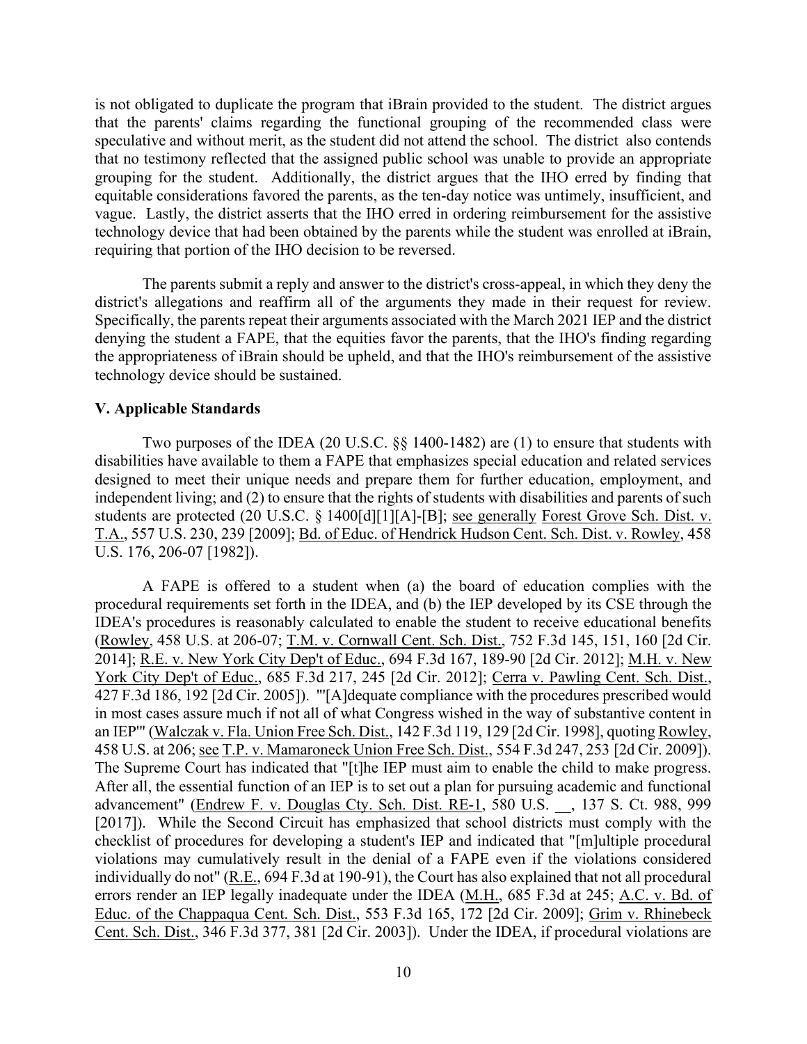is not obligated to duplicate the program that iBrain provided to the student. The district argues that the parents' claims regarding the functional grouping of the recommended class were speculative and without merit, as the student did not attend the school. The district also contends that no testimony reflected that the assigned public school was unable to provide an appropriate grouping for the student. Additionally, the district argues that the IHO erred by finding that equitable considerations favored the parents, as the ten-day notice was untimely, insufficient, and vague. Lastly, the district asserts that the IHO erred in ordering reimbursement for the assistive technology device that had been obtained by the parents while the student was enrolled at iBrain, requiring that portion of the IHO decision to be reversed.

The parents submit a reply and answer to the district's cross-appeal, in which they deny the district's allegations and reaffirm all of the arguments they made in their request for review. Specifically, the parents repeat their arguments associated with the March 2021 IEP and the district denying the student a FAPE, that the equities favor the parents, that the IHO's finding regarding the appropriateness of iBrain should be upheld, and that the IHO's reimbursement of the assistive technology device should be sustained.

### V. Applicable Standards

Two purposes of the IDEA (20 U.S.C. §§ 1400-1482) are (1) to ensure that students with disabilities have available to them a FAPE that emphasizes special education and related services designed to meet their unique needs and prepare them for further education, employment, and independent living; and (2) to ensure that the rights of students with disabilities and parents of such students are protected (20 U.S.C. § 1400[d][1][A]-[B]; see generally Forest Grove Sch. Dist. v. T.A., 557 U.S. 230, 239 [2009]; Bd. of Educ. of Hendrick Hudson Cent. Sch. Dist. v. Rowley, 458 U.S. 176, 206-07 [1982]).

A FAPE is offered to a student when (a) the board of education complies with the procedural requirements set forth in the IDEA, and (b) the IEP developed by its CSE through the IDEA's procedures is reasonably calculated to enable the student to receive educational benefits (Rowley, 458 U.S. at 206-07; T.M. v. Cornwall Cent. Sch. Dist., 752 F.3d 145, 151, 160 [2d Cir. 2014]; R.E. v. New York City Dep't of Educ., 694 F.3d 167, 189-90 [2d Cir. 2012]; M.H. v. New York City Dep't of Educ., 685 F.3d 217, 245 [2d Cir. 2012]; Cerra v. Pawling Cent. Sch. Dist., 427 F.3d 186, 192 [2d Cir. 2005]). "'[A]dequate compliance with the procedures prescribed would in most cases assure much if not all of what Congress wished in the way of substantive content in an IEP'" (Walczak v. Fla. Union Free Sch. Dist., 142 F.3d 119, 129 [2d Cir. 1998], quoting Rowley, 458 U.S. at 206; see T.P. v. Mamaroneck Union Free Sch. Dist., 554 F.3d 247, 253 [2d Cir. 2009]). The Supreme Court has indicated that "[t]he IEP must aim to enable the child to make progress. After all, the essential function of an IEP is to set out a plan for pursuing academic and functional advancement" (Endrew F. v. Douglas Cty. Sch. Dist. RE-1, 580 U.S. __, 137 S. Ct. 988, 999 [2017]). While the Second Circuit has emphasized that school districts must comply with the checklist of procedures for developing a student's IEP and indicated that "[m]ultiple procedural violations may cumulatively result in the denial of a FAPE even if the violations considered individually do not" (R.E., 694 F.3d at 190-91), the Court has also explained that not all procedural errors render an IEP legally inadequate under the IDEA (M.H., 685 F.3d at 245; A.C. v. Bd. of Educ. of the Chappaqua Cent. Sch. Dist., 553 F.3d 165, 172 [2d Cir. 2009]; Grim v. Rhinebeck Cent. Sch. Dist., 346 F.3d 377, 381 [2d Cir. 2003]). Under the IDEA, if procedural violations are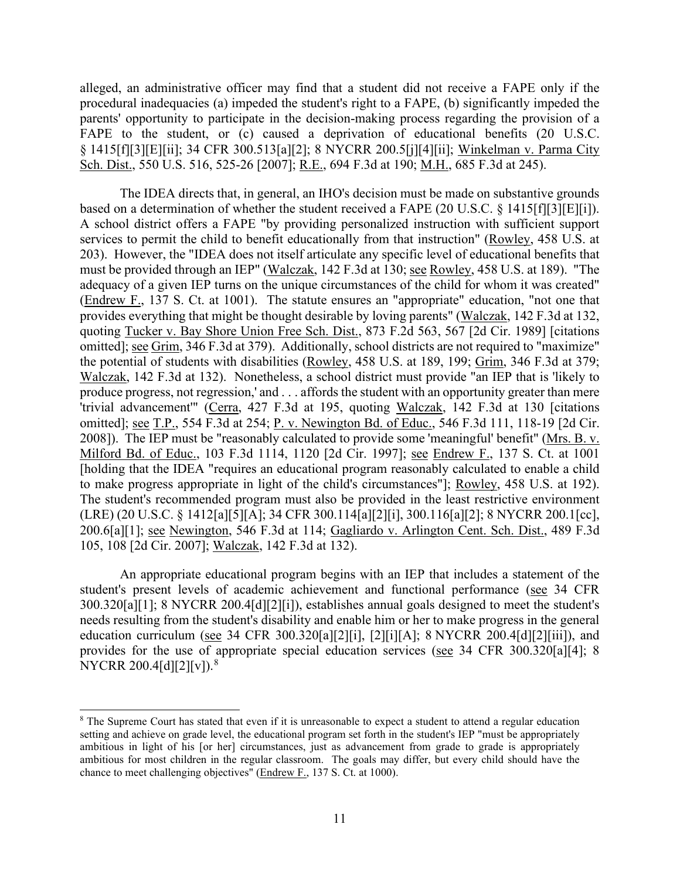alleged, an administrative officer may find that a student did not receive a FAPE only if the procedural inadequacies (a) impeded the student's right to a FAPE, (b) significantly impeded the parents' opportunity to participate in the decision-making process regarding the provision of a FAPE to the student, or (c) caused a deprivation of educational benefits (20 U.S.C. § 1415[f][3][E][ii]; 34 CFR 300.513[a][2]; 8 NYCRR 200.5[j][4][ii]; Winkelman v. Parma City Sch. Dist., 550 U.S. 516, 525-26 [2007]; R.E., 694 F.3d at 190; M.H., 685 F.3d at 245).

The IDEA directs that, in general, an IHO's decision must be made on substantive grounds based on a determination of whether the student received a FAPE (20 U.S.C. § 1415[f][3][E][i]). A school district offers a FAPE "by providing personalized instruction with sufficient support services to permit the child to benefit educationally from that instruction" (Rowley, 458 U.S. at 203). However, the "IDEA does not itself articulate any specific level of educational benefits that must be provided through an IEP" (Walczak, 142 F.3d at 130; see Rowley, 458 U.S. at 189). "The adequacy of a given IEP turns on the unique circumstances of the child for whom it was created" (Endrew F., 137 S. Ct. at 1001). The statute ensures an "appropriate" education, "not one that provides everything that might be thought desirable by loving parents" (Walczak, 142 F.3d at 132, quoting Tucker v. Bay Shore Union Free Sch. Dist., 873 F.2d 563, 567 [2d Cir. 1989] [citations omitted]; see Grim, 346 F.3d at 379). Additionally, school districts are not required to "maximize" the potential of students with disabilities (Rowley, 458 U.S. at 189, 199; Grim, 346 F.3d at 379; Walczak, 142 F.3d at 132). Nonetheless, a school district must provide "an IEP that is 'likely to produce progress, not regression,' and . . . affords the student with an opportunity greater than mere 'trivial advancement'" (Cerra, 427 F.3d at 195, quoting Walczak, 142 F.3d at 130 [citations omitted]; see T.P., 554 F.3d at 254; P. v. Newington Bd. of Educ., 546 F.3d 111, 118-19 [2d Cir. 2008]). The IEP must be "reasonably calculated to provide some 'meaningful' benefit" (Mrs. B. v. Milford Bd. of Educ., 103 F.3d 1114, 1120 [2d Cir. 1997]; see Endrew F., 137 S. Ct. at 1001 [holding that the IDEA "requires an educational program reasonably calculated to enable a child to make progress appropriate in light of the child's circumstances"]; Rowley, 458 U.S. at 192). The student's recommended program must also be provided in the least restrictive environment (LRE) (20 U.S.C. § 1412[a][5][A]; 34 CFR 300.114[a][2][i], 300.116[a][2]; 8 NYCRR 200.1[cc], 200.6[a][1]; see Newington, 546 F.3d at 114; Gagliardo v. Arlington Cent. Sch. Dist., 489 F.3d 105, 108 [2d Cir. 2007]; Walczak, 142 F.3d at 132).

An appropriate educational program begins with an IEP that includes a statement of the student's present levels of academic achievement and functional performance (see 34 CFR 300.320[a][1]; 8 NYCRR 200.4[d][2][i]), establishes annual goals designed to meet the student's needs resulting from the student's disability and enable him or her to make progress in the general education curriculum (see 34 CFR 300.320[a][2][i], [2][i][A]; 8 NYCRR 200.4[d][2][iii]), and provides for the use of appropriate special education services (see 34 CFR 300.320[a][4]; 8 NYCRR 200.4[d][2][v]).[8]

---

[8] The Supreme Court has stated that even if it is unreasonable to expect a student to attend a regular education setting and achieve on grade level, the educational program set forth in the student's IEP "must be appropriately ambitious in light of his [or her] circumstances, just as advancement from grade to grade is appropriately ambitious for most children in the regular classroom. The goals may differ, but every child should have the chance to meet challenging objectives" (Endrew F., 137 S. Ct. at 1000).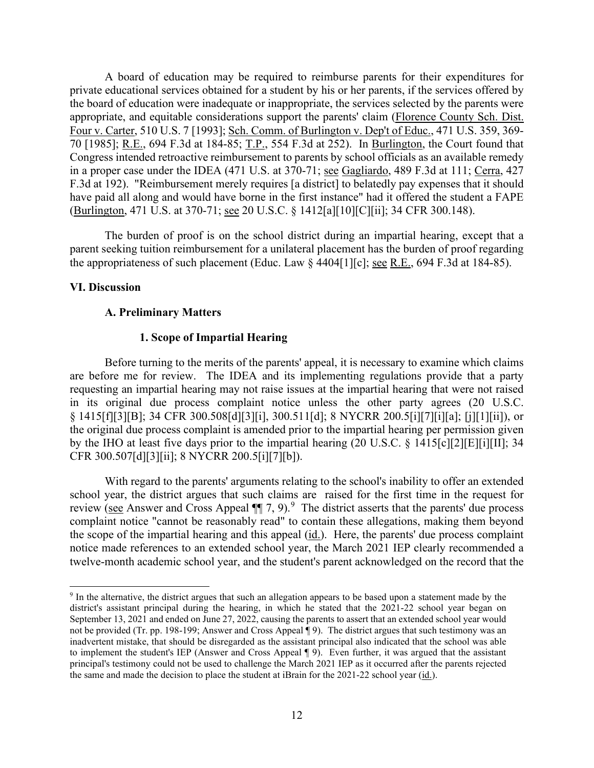A board of education may be required to reimburse parents for their expenditures for private educational services obtained for a student by his or her parents, if the services offered by the board of education were inadequate or inappropriate, the services selected by the parents were appropriate, and equitable considerations support the parents' claim (Florence County Sch. Dist. Four v. Carter, 510 U.S. 7 [1993]; Sch. Comm. of Burlington v. Dep't of Educ., 471 U.S. 359, 369-70 [1985]; R.E., 694 F.3d at 184-85; T.P., 554 F.3d at 252). In Burlington, the Court found that Congress intended retroactive reimbursement to parents by school officials as an available remedy in a proper case under the IDEA (471 U.S. at 370-71; see Gagliardo, 489 F.3d at 111; Cerra, 427 F.3d at 192). "Reimbursement merely requires [a district] to belatedly pay expenses that it should have paid all along and would have borne in the first instance" had it offered the student a FAPE (Burlington, 471 U.S. at 370-71; see 20 U.S.C. § 1412[a][10][C][ii]; 34 CFR 300.148).

The burden of proof is on the school district during an impartial hearing, except that a parent seeking tuition reimbursement for a unilateral placement has the burden of proof regarding the appropriateness of such placement (Educ. Law § 4404[1][c]; see R.E., 694 F.3d at 184-85).

## VI. Discussion

### A. Preliminary Matters

#### 1. Scope of Impartial Hearing

Before turning to the merits of the parents' appeal, it is necessary to examine which claims are before me for review. The IDEA and its implementing regulations provide that a party requesting an impartial hearing may not raise issues at the impartial hearing that were not raised in its original due process complaint notice unless the other party agrees (20 U.S.C. § 1415[f][3][B]; 34 CFR 300.508[d][3][i], 300.511[d]; 8 NYCRR 200.5[i][7][i][a]; [j][1][ii]), or the original due process complaint is amended prior to the impartial hearing per permission given by the IHO at least five days prior to the impartial hearing (20 U.S.C. § 1415[c][2][E][i][II]; 34 CFR 300.507[d][3][ii]; 8 NYCRR 200.5[i][7][b]).

With regard to the parents' arguments relating to the school's inability to offer an extended school year, the district argues that such claims are raised for the first time in the request for review (see Answer and Cross Appeal ¶¶ 7, 9).[9] The district asserts that the parents' due process complaint notice "cannot be reasonably read" to contain these allegations, making them beyond the scope of the impartial hearing and this appeal (id.). Here, the parents' due process complaint notice made references to an extended school year, the March 2021 IEP clearly recommended a twelve-month academic school year, and the student's parent acknowledged on the record that the

[9] In the alternative, the district argues that such an allegation appears to be based upon a statement made by the district's assistant principal during the hearing, in which he stated that the 2021-22 school year began on September 13, 2021 and ended on June 27, 2022, causing the parents to assert that an extended school year would not be provided (Tr. pp. 198-199; Answer and Cross Appeal ¶ 9). The district argues that such testimony was an inadvertent mistake, that should be disregarded as the assistant principal also indicated that the school was able to implement the student's IEP (Answer and Cross Appeal ¶ 9). Even further, it was argued that the assistant principal's testimony could not be used to challenge the March 2021 IEP as it occurred after the parents rejected the same and made the decision to place the student at iBrain for the 2021-22 school year (id.).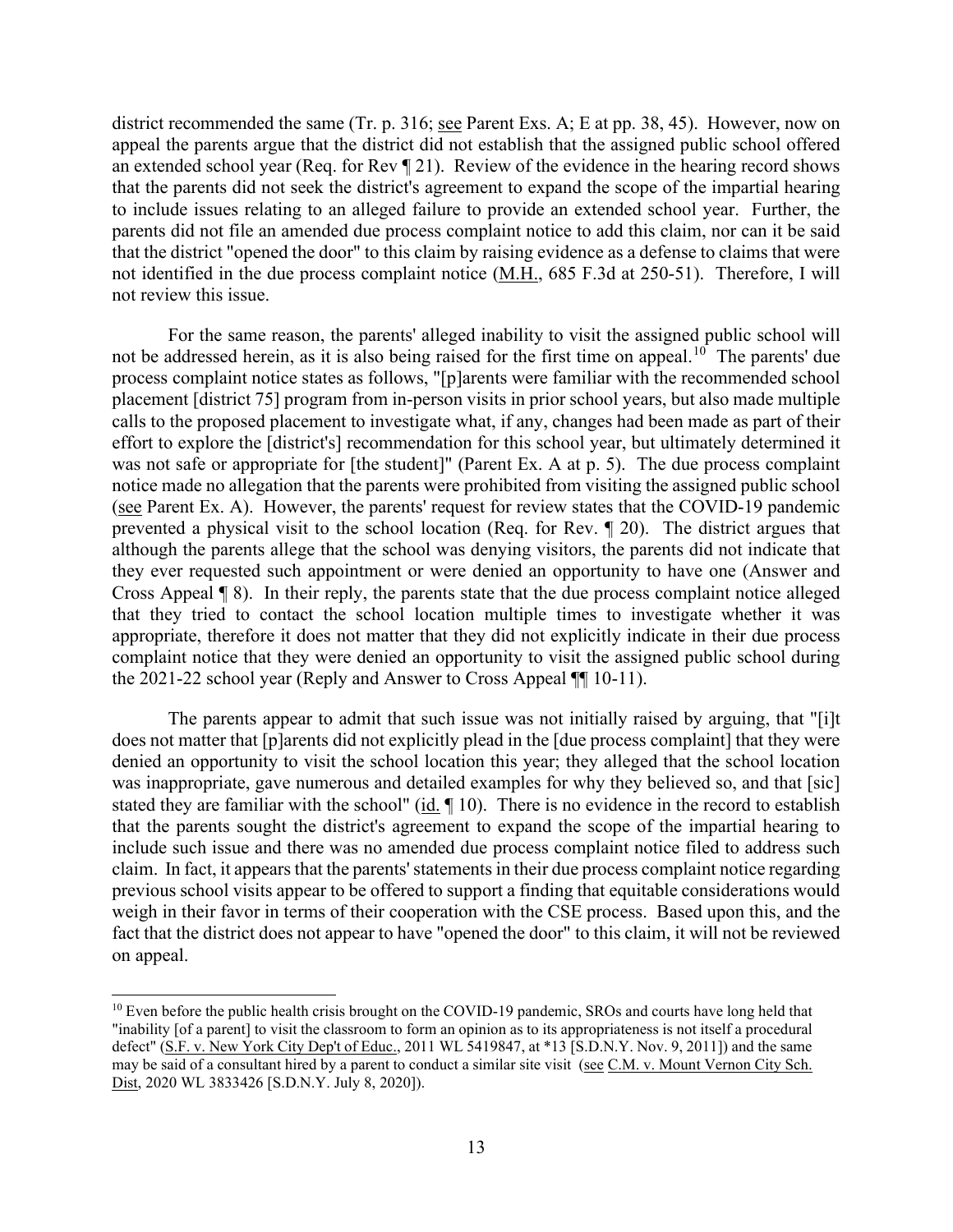district recommended the same (Tr. p. 316; see Parent Exs. A; E at pp. 38, 45). However, now on appeal the parents argue that the district did not establish that the assigned public school offered an extended school year (Req. for Rev ¶ 21). Review of the evidence in the hearing record shows that the parents did not seek the district's agreement to expand the scope of the impartial hearing to include issues relating to an alleged failure to provide an extended school year. Further, the parents did not file an amended due process complaint notice to add this claim, nor can it be said that the district "opened the door" to this claim by raising evidence as a defense to claims that were not identified in the due process complaint notice (M.H., 685 F.3d at 250-51). Therefore, I will not review this issue.

For the same reason, the parents' alleged inability to visit the assigned public school will not be addressed herein, as it is also being raised for the first time on appeal.[10] The parents' due process complaint notice states as follows, "[p]arents were familiar with the recommended school placement [district 75] program from in-person visits in prior school years, but also made multiple calls to the proposed placement to investigate what, if any, changes had been made as part of their effort to explore the [district's] recommendation for this school year, but ultimately determined it was not safe or appropriate for [the student]" (Parent Ex. A at p. 5). The due process complaint notice made no allegation that the parents were prohibited from visiting the assigned public school (see Parent Ex. A). However, the parents' request for review states that the COVID-19 pandemic prevented a physical visit to the school location (Req. for Rev. ¶ 20). The district argues that although the parents allege that the school was denying visitors, the parents did not indicate that they ever requested such appointment or were denied an opportunity to have one (Answer and Cross Appeal ¶ 8). In their reply, the parents state that the due process complaint notice alleged that they tried to contact the school location multiple times to investigate whether it was appropriate, therefore it does not matter that they did not explicitly indicate in their due process complaint notice that they were denied an opportunity to visit the assigned public school during the 2021-22 school year (Reply and Answer to Cross Appeal ¶¶ 10-11).

The parents appear to admit that such issue was not initially raised by arguing, that "[i]t does not matter that [p]arents did not explicitly plead in the [due process complaint] that they were denied an opportunity to visit the school location this year; they alleged that the school location was inappropriate, gave numerous and detailed examples for why they believed so, and that [sic] stated they are familiar with the school" (id. ¶ 10). There is no evidence in the record to establish that the parents sought the district's agreement to expand the scope of the impartial hearing to include such issue and there was no amended due process complaint notice filed to address such claim. In fact, it appears that the parents' statements in their due process complaint notice regarding previous school visits appear to be offered to support a finding that equitable considerations would weigh in their favor in terms of their cooperation with the CSE process. Based upon this, and the fact that the district does not appear to have "opened the door" to this claim, it will not be reviewed on appeal.

[10] Even before the public health crisis brought on the COVID-19 pandemic, SROs and courts have long held that "inability [of a parent] to visit the classroom to form an opinion as to its appropriateness is not itself a procedural defect" (S.F. v. New York City Dep't of Educ., 2011 WL 5419847, at *13 [S.D.N.Y. Nov. 9, 2011]) and the same may be said of a consultant hired by a parent to conduct a similar site visit (see C.M. v. Mount Vernon City Sch. Dist, 2020 WL 3833426 [S.D.N.Y. July 8, 2020]).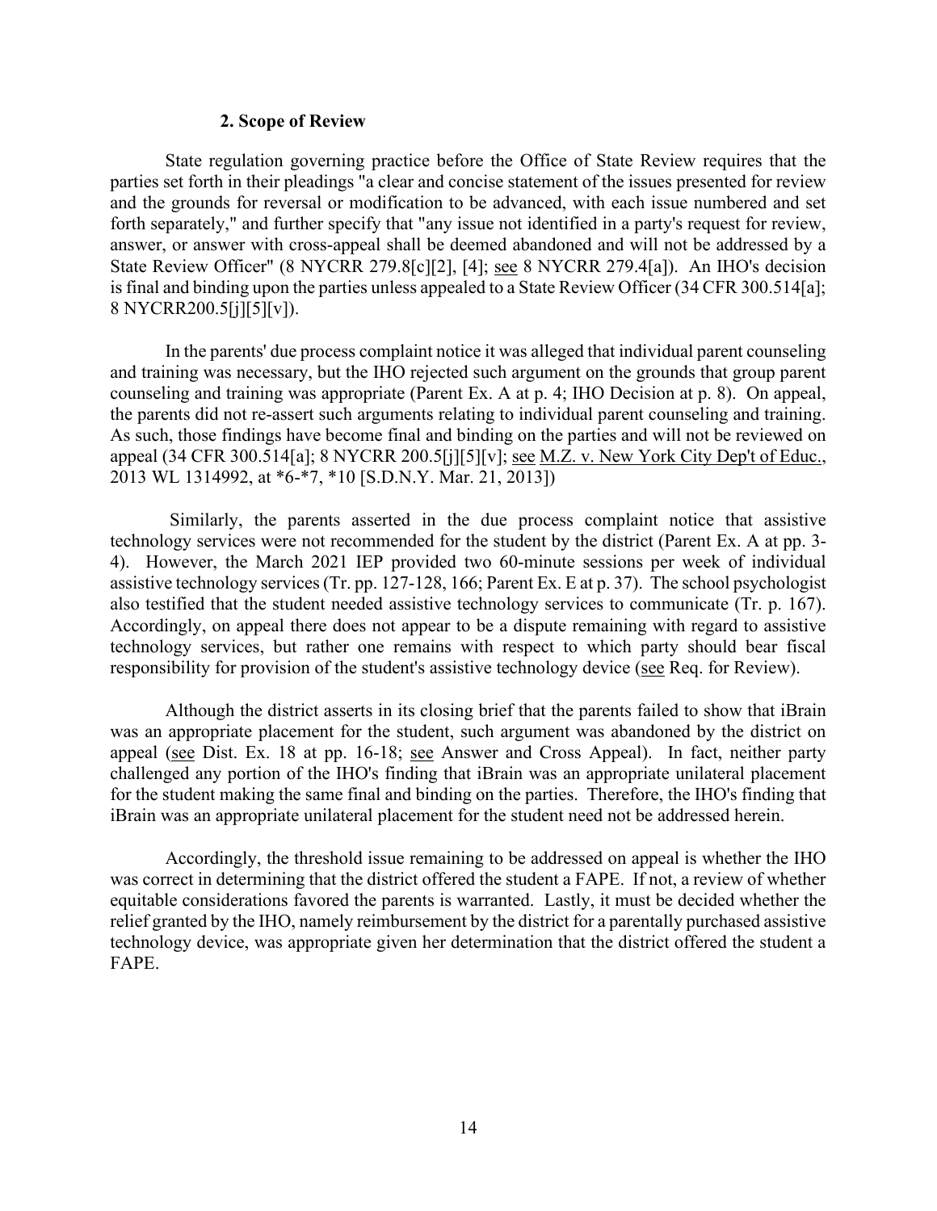### 2. Scope of Review

State regulation governing practice before the Office of State Review requires that the parties set forth in their pleadings "a clear and concise statement of the issues presented for review and the grounds for reversal or modification to be advanced, with each issue numbered and set forth separately," and further specify that "any issue not identified in a party's request for review, answer, or answer with cross-appeal shall be deemed abandoned and will not be addressed by a State Review Officer" (8 NYCRR 279.8[c][2], [4]; see 8 NYCRR 279.4[a]). An IHO's decision is final and binding upon the parties unless appealed to a State Review Officer (34 CFR 300.514[a]; 8 NYCRR200.5[j][5][v]).

In the parents' due process complaint notice it was alleged that individual parent counseling and training was necessary, but the IHO rejected such argument on the grounds that group parent counseling and training was appropriate (Parent Ex. A at p. 4; IHO Decision at p. 8). On appeal, the parents did not re-assert such arguments relating to individual parent counseling and training. As such, those findings have become final and binding on the parties and will not be reviewed on appeal (34 CFR 300.514[a]; 8 NYCRR 200.5[j][5][v]; see M.Z. v. New York City Dep't of Educ., 2013 WL 1314992, at *6-*7, *10 [S.D.N.Y. Mar. 21, 2013])

Similarly, the parents asserted in the due process complaint notice that assistive technology services were not recommended for the student by the district (Parent Ex. A at pp. 3-4). However, the March 2021 IEP provided two 60-minute sessions per week of individual assistive technology services (Tr. pp. 127-128, 166; Parent Ex. E at p. 37). The school psychologist also testified that the student needed assistive technology services to communicate (Tr. p. 167). Accordingly, on appeal there does not appear to be a dispute remaining with regard to assistive technology services, but rather one remains with respect to which party should bear fiscal responsibility for provision of the student's assistive technology device (see Req. for Review).

Although the district asserts in its closing brief that the parents failed to show that iBrain was an appropriate placement for the student, such argument was abandoned by the district on appeal (see Dist. Ex. 18 at pp. 16-18; see Answer and Cross Appeal). In fact, neither party challenged any portion of the IHO's finding that iBrain was an appropriate unilateral placement for the student making the same final and binding on the parties. Therefore, the IHO's finding that iBrain was an appropriate unilateral placement for the student need not be addressed herein.

Accordingly, the threshold issue remaining to be addressed on appeal is whether the IHO was correct in determining that the district offered the student a FAPE. If not, a review of whether equitable considerations favored the parents is warranted. Lastly, it must be decided whether the relief granted by the IHO, namely reimbursement by the district for a parentally purchased assistive technology device, was appropriate given her determination that the district offered the student a FAPE.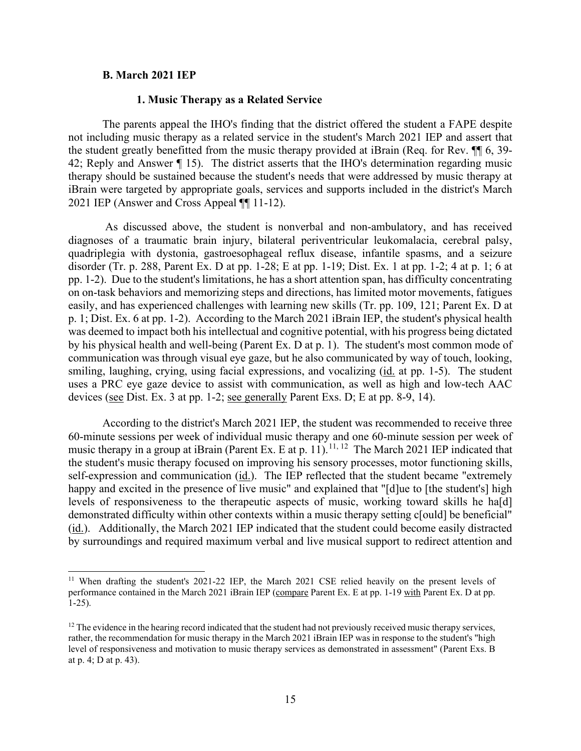### B. March 2021 IEP

#### 1. Music Therapy as a Related Service

The parents appeal the IHO's finding that the district offered the student a FAPE despite not including music therapy as a related service in the student's March 2021 IEP and assert that the student greatly benefitted from the music therapy provided at iBrain (Req. for Rev. ¶¶ 6, 39-42; Reply and Answer ¶ 15). The district asserts that the IHO's determination regarding music therapy should be sustained because the student's needs that were addressed by music therapy at iBrain were targeted by appropriate goals, services and supports included in the district's March 2021 IEP (Answer and Cross Appeal ¶¶ 11-12).

As discussed above, the student is nonverbal and non-ambulatory, and has received diagnoses of a traumatic brain injury, bilateral periventricular leukomalacia, cerebral palsy, quadriplegia with dystonia, gastroesophageal reflux disease, infantile spasms, and a seizure disorder (Tr. p. 288, Parent Ex. D at pp. 1-28; E at pp. 1-19; Dist. Ex. 1 at pp. 1-2; 4 at p. 1; 6 at pp. 1-2). Due to the student's limitations, he has a short attention span, has difficulty concentrating on on-task behaviors and memorizing steps and directions, has limited motor movements, fatigues easily, and has experienced challenges with learning new skills (Tr. pp. 109, 121; Parent Ex. D at p. 1; Dist. Ex. 6 at pp. 1-2). According to the March 2021 iBrain IEP, the student's physical health was deemed to impact both his intellectual and cognitive potential, with his progress being dictated by his physical health and well-being (Parent Ex. D at p. 1). The student's most common mode of communication was through visual eye gaze, but he also communicated by way of touch, looking, smiling, laughing, crying, using facial expressions, and vocalizing (id. at pp. 1-5). The student uses a PRC eye gaze device to assist with communication, as well as high and low-tech AAC devices (see Dist. Ex. 3 at pp. 1-2; see generally Parent Exs. D; E at pp. 8-9, 14).

According to the district's March 2021 IEP, the student was recommended to receive three 60-minute sessions per week of individual music therapy and one 60-minute session per week of music therapy in a group at iBrain (Parent Ex. E at p. 11).[11, 12] The March 2021 IEP indicated that the student's music therapy focused on improving his sensory processes, motor functioning skills, self-expression and communication (id.). The IEP reflected that the student became "extremely happy and excited in the presence of live music" and explained that "[d]ue to [the student's] high levels of responsiveness to the therapeutic aspects of music, working toward skills he ha[d] demonstrated difficulty within other contexts within a music therapy setting c[ould] be beneficial" (id.). Additionally, the March 2021 IEP indicated that the student could become easily distracted by surroundings and required maximum verbal and live musical support to redirect attention and

---

[11] When drafting the student's 2021-22 IEP, the March 2021 CSE relied heavily on the present levels of performance contained in the March 2021 iBrain IEP (compare Parent Ex. E at pp. 1-19 with Parent Ex. D at pp. 1-25).

[12] The evidence in the hearing record indicated that the student had not previously received music therapy services, rather, the recommendation for music therapy in the March 2021 iBrain IEP was in response to the student's "high level of responsiveness and motivation to music therapy services as demonstrated in assessment" (Parent Exs. B at p. 4; D at p. 43).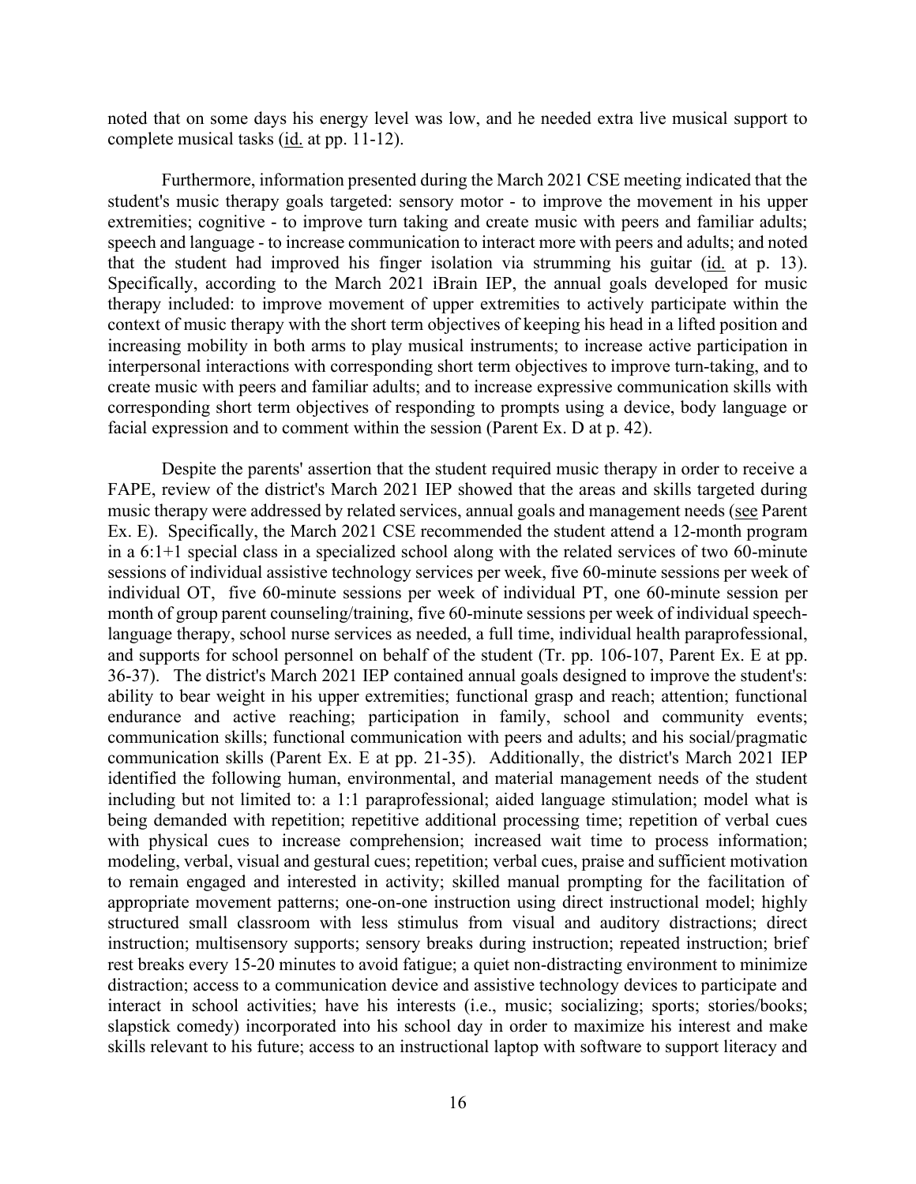noted that on some days his energy level was low, and he needed extra live musical support to complete musical tasks (id. at pp. 11-12).

Furthermore, information presented during the March 2021 CSE meeting indicated that the student's music therapy goals targeted: sensory motor - to improve the movement in his upper extremities; cognitive - to improve turn taking and create music with peers and familiar adults; speech and language - to increase communication to interact more with peers and adults; and noted that the student had improved his finger isolation via strumming his guitar (id. at p. 13). Specifically, according to the March 2021 iBrain IEP, the annual goals developed for music therapy included: to improve movement of upper extremities to actively participate within the context of music therapy with the short term objectives of keeping his head in a lifted position and increasing mobility in both arms to play musical instruments; to increase active participation in interpersonal interactions with corresponding short term objectives to improve turn-taking, and to create music with peers and familiar adults; and to increase expressive communication skills with corresponding short term objectives of responding to prompts using a device, body language or facial expression and to comment within the session (Parent Ex. D at p. 42).

Despite the parents' assertion that the student required music therapy in order to receive a FAPE, review of the district's March 2021 IEP showed that the areas and skills targeted during music therapy were addressed by related services, annual goals and management needs (see Parent Ex. E). Specifically, the March 2021 CSE recommended the student attend a 12-month program in a 6:1+1 special class in a specialized school along with the related services of two 60-minute sessions of individual assistive technology services per week, five 60-minute sessions per week of individual OT, five 60-minute sessions per week of individual PT, one 60-minute session per month of group parent counseling/training, five 60-minute sessions per week of individual speech-language therapy, school nurse services as needed, a full time, individual health paraprofessional, and supports for school personnel on behalf of the student (Tr. pp. 106-107, Parent Ex. E at pp. 36-37). The district's March 2021 IEP contained annual goals designed to improve the student's: ability to bear weight in his upper extremities; functional grasp and reach; attention; functional endurance and active reaching; participation in family, school and community events; communication skills; functional communication with peers and adults; and his social/pragmatic communication skills (Parent Ex. E at pp. 21-35). Additionally, the district's March 2021 IEP identified the following human, environmental, and material management needs of the student including but not limited to: a 1:1 paraprofessional; aided language stimulation; model what is being demanded with repetition; repetitive additional processing time; repetition of verbal cues with physical cues to increase comprehension; increased wait time to process information; modeling, verbal, visual and gestural cues; repetition; verbal cues, praise and sufficient motivation to remain engaged and interested in activity; skilled manual prompting for the facilitation of appropriate movement patterns; one-on-one instruction using direct instructional model; highly structured small classroom with less stimulus from visual and auditory distractions; direct instruction; multisensory supports; sensory breaks during instruction; repeated instruction; brief rest breaks every 15-20 minutes to avoid fatigue; a quiet non-distracting environment to minimize distraction; access to a communication device and assistive technology devices to participate and interact in school activities; have his interests (i.e., music; socializing; sports; stories/books; slapstick comedy) incorporated into his school day in order to maximize his interest and make skills relevant to his future; access to an instructional laptop with software to support literacy and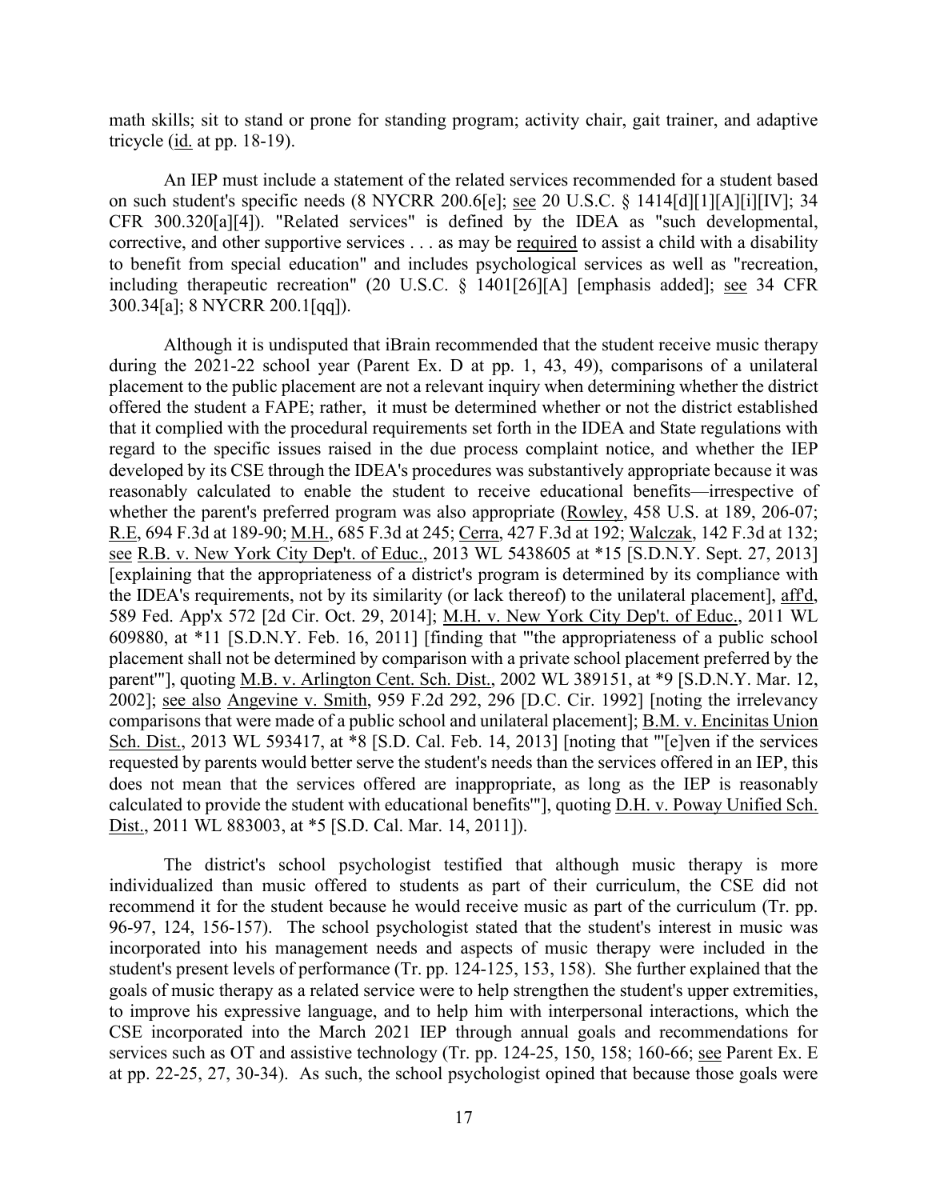math skills; sit to stand or prone for standing program; activity chair, gait trainer, and adaptive tricycle (id. at pp. 18-19).

An IEP must include a statement of the related services recommended for a student based on such student's specific needs (8 NYCRR 200.6[e]; see 20 U.S.C. § 1414[d][1][A][i][IV]; 34 CFR 300.320[a][4]). "Related services" is defined by the IDEA as "such developmental, corrective, and other supportive services . . . as may be required to assist a child with a disability to benefit from special education" and includes psychological services as well as "recreation, including therapeutic recreation" (20 U.S.C. § 1401[26][A] [emphasis added]; see 34 CFR 300.34[a]; 8 NYCRR 200.1[qq]).

Although it is undisputed that iBrain recommended that the student receive music therapy during the 2021-22 school year (Parent Ex. D at pp. 1, 43, 49), comparisons of a unilateral placement to the public placement are not a relevant inquiry when determining whether the district offered the student a FAPE; rather, it must be determined whether or not the district established that it complied with the procedural requirements set forth in the IDEA and State regulations with regard to the specific issues raised in the due process complaint notice, and whether the IEP developed by its CSE through the IDEA's procedures was substantively appropriate because it was reasonably calculated to enable the student to receive educational benefits—irrespective of whether the parent's preferred program was also appropriate (Rowley, 458 U.S. at 189, 206-07; R.E, 694 F.3d at 189-90; M.H., 685 F.3d at 245; Cerra, 427 F.3d at 192; Walczak, 142 F.3d at 132; see R.B. v. New York City Dep't. of Educ., 2013 WL 5438605 at *15 [S.D.N.Y. Sept. 27, 2013] [explaining that the appropriateness of a district's program is determined by its compliance with the IDEA's requirements, not by its similarity (or lack thereof) to the unilateral placement], aff'd, 589 Fed. App'x 572 [2d Cir. Oct. 29, 2014]; M.H. v. New York City Dep't. of Educ., 2011 WL 609880, at *11 [S.D.N.Y. Feb. 16, 2011] [finding that "'the appropriateness of a public school placement shall not be determined by comparison with a private school placement preferred by the parent'"], quoting M.B. v. Arlington Cent. Sch. Dist., 2002 WL 389151, at *9 [S.D.N.Y. Mar. 12, 2002]; see also Angevine v. Smith, 959 F.2d 292, 296 [D.C. Cir. 1992] [noting the irrelevancy comparisons that were made of a public school and unilateral placement]; B.M. v. Encinitas Union Sch. Dist., 2013 WL 593417, at *8 [S.D. Cal. Feb. 14, 2013] [noting that "'[e]ven if the services requested by parents would better serve the student's needs than the services offered in an IEP, this does not mean that the services offered are inappropriate, as long as the IEP is reasonably calculated to provide the student with educational benefits'"], quoting D.H. v. Poway Unified Sch. Dist., 2011 WL 883003, at *5 [S.D. Cal. Mar. 14, 2011]).

The district's school psychologist testified that although music therapy is more individualized than music offered to students as part of their curriculum, the CSE did not recommend it for the student because he would receive music as part of the curriculum (Tr. pp. 96-97, 124, 156-157). The school psychologist stated that the student's interest in music was incorporated into his management needs and aspects of music therapy were included in the student's present levels of performance (Tr. pp. 124-125, 153, 158). She further explained that the goals of music therapy as a related service were to help strengthen the student's upper extremities, to improve his expressive language, and to help him with interpersonal interactions, which the CSE incorporated into the March 2021 IEP through annual goals and recommendations for services such as OT and assistive technology (Tr. pp. 124-25, 150, 158; 160-66; see Parent Ex. E at pp. 22-25, 27, 30-34). As such, the school psychologist opined that because those goals were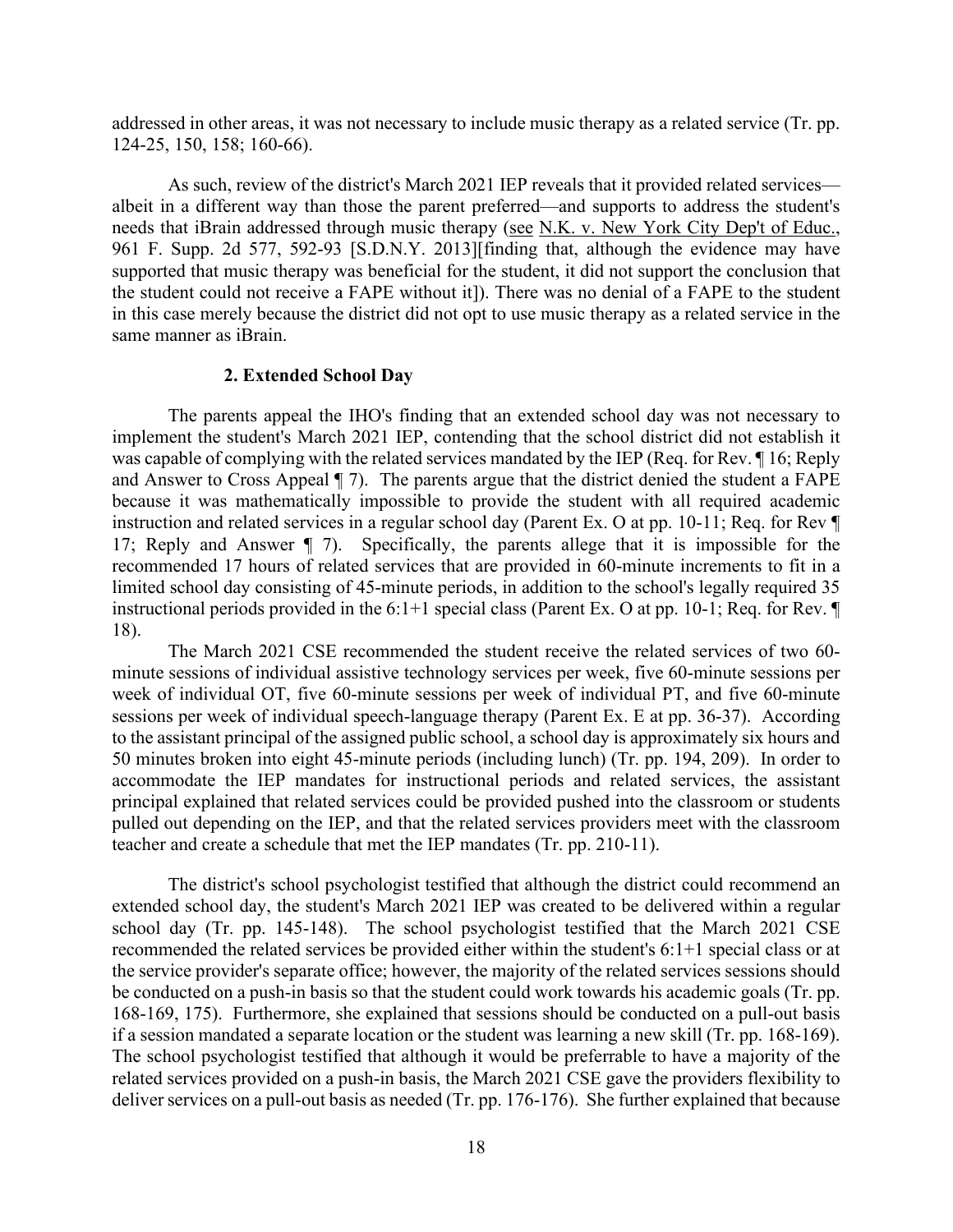addressed in other areas, it was not necessary to include music therapy as a related service (Tr. pp. 124-25, 150, 158; 160-66).

As such, review of the district's March 2021 IEP reveals that it provided related services—albeit in a different way than those the parent preferred—and supports to address the student's needs that iBrain addressed through music therapy (see N.K. v. New York City Dep't of Educ., 961 F. Supp. 2d 577, 592-93 [S.D.N.Y. 2013][finding that, although the evidence may have supported that music therapy was beneficial for the student, it did not support the conclusion that the student could not receive a FAPE without it]). There was no denial of a FAPE to the student in this case merely because the district did not opt to use music therapy as a related service in the same manner as iBrain.

**2. Extended School Day**

The parents appeal the IHO's finding that an extended school day was not necessary to implement the student's March 2021 IEP, contending that the school district did not establish it was capable of complying with the related services mandated by the IEP (Req. for Rev. ¶ 16; Reply and Answer to Cross Appeal ¶ 7). The parents argue that the district denied the student a FAPE because it was mathematically impossible to provide the student with all required academic instruction and related services in a regular school day (Parent Ex. O at pp. 10-11; Req. for Rev ¶ 17; Reply and Answer ¶ 7). Specifically, the parents allege that it is impossible for the recommended 17 hours of related services that are provided in 60-minute increments to fit in a limited school day consisting of 45-minute periods, in addition to the school's legally required 35 instructional periods provided in the 6:1+1 special class (Parent Ex. O at pp. 10-1; Req. for Rev. ¶ 18).

The March 2021 CSE recommended the student receive the related services of two 60-minute sessions of individual assistive technology services per week, five 60-minute sessions per week of individual OT, five 60-minute sessions per week of individual PT, and five 60-minute sessions per week of individual speech-language therapy (Parent Ex. E at pp. 36-37). According to the assistant principal of the assigned public school, a school day is approximately six hours and 50 minutes broken into eight 45-minute periods (including lunch) (Tr. pp. 194, 209). In order to accommodate the IEP mandates for instructional periods and related services, the assistant principal explained that related services could be provided pushed into the classroom or students pulled out depending on the IEP, and that the related services providers meet with the classroom teacher and create a schedule that met the IEP mandates (Tr. pp. 210-11).

The district's school psychologist testified that although the district could recommend an extended school day, the student's March 2021 IEP was created to be delivered within a regular school day (Tr. pp. 145-148). The school psychologist testified that the March 2021 CSE recommended the related services be provided either within the student's 6:1+1 special class or at the service provider's separate office; however, the majority of the related services sessions should be conducted on a push-in basis so that the student could work towards his academic goals (Tr. pp. 168-169, 175). Furthermore, she explained that sessions should be conducted on a pull-out basis if a session mandated a separate location or the student was learning a new skill (Tr. pp. 168-169). The school psychologist testified that although it would be preferrable to have a majority of the related services provided on a push-in basis, the March 2021 CSE gave the providers flexibility to deliver services on a pull-out basis as needed (Tr. pp. 176-176). She further explained that because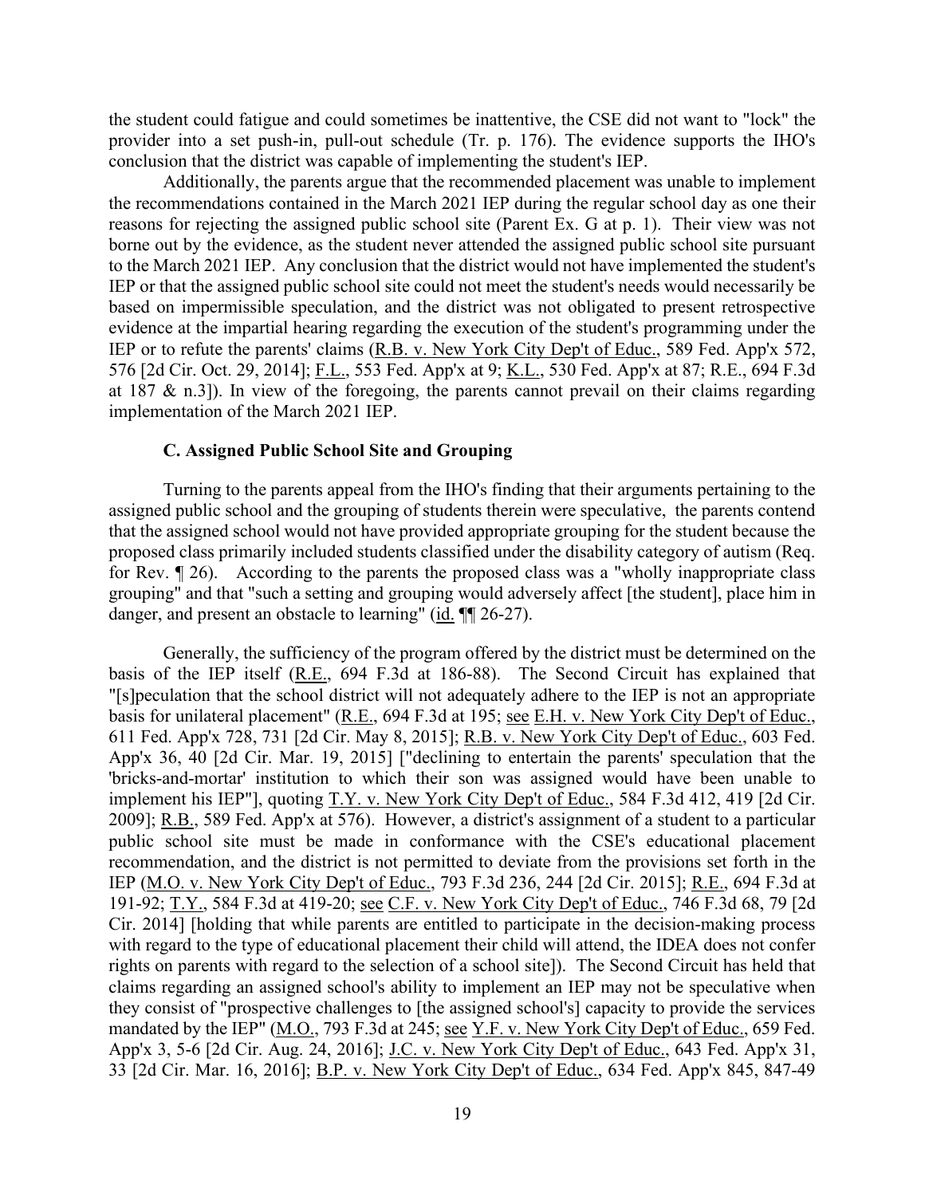the student could fatigue and could sometimes be inattentive, the CSE did not want to "lock" the provider into a set push-in, pull-out schedule (Tr. p. 176). The evidence supports the IHO's conclusion that the district was capable of implementing the student's IEP.

Additionally, the parents argue that the recommended placement was unable to implement the recommendations contained in the March 2021 IEP during the regular school day as one their reasons for rejecting the assigned public school site (Parent Ex. G at p. 1). Their view was not borne out by the evidence, as the student never attended the assigned public school site pursuant to the March 2021 IEP. Any conclusion that the district would not have implemented the student's IEP or that the assigned public school site could not meet the student's needs would necessarily be based on impermissible speculation, and the district was not obligated to present retrospective evidence at the impartial hearing regarding the execution of the student's programming under the IEP or to refute the parents' claims (R.B. v. New York City Dep't of Educ., 589 Fed. App'x 572, 576 [2d Cir. Oct. 29, 2014]; F.L., 553 Fed. App'x at 9; K.L., 530 Fed. App'x at 87; R.E., 694 F.3d at 187 & n.3]). In view of the foregoing, the parents cannot prevail on their claims regarding implementation of the March 2021 IEP.

### C. Assigned Public School Site and Grouping

Turning to the parents appeal from the IHO's finding that their arguments pertaining to the assigned public school and the grouping of students therein were speculative, the parents contend that the assigned school would not have provided appropriate grouping for the student because the proposed class primarily included students classified under the disability category of autism (Req. for Rev. ¶ 26). According to the parents the proposed class was a "wholly inappropriate class grouping" and that "such a setting and grouping would adversely affect [the student], place him in danger, and present an obstacle to learning" (id. ¶¶ 26-27).

Generally, the sufficiency of the program offered by the district must be determined on the basis of the IEP itself (R.E., 694 F.3d at 186-88). The Second Circuit has explained that "[s]peculation that the school district will not adequately adhere to the IEP is not an appropriate basis for unilateral placement" (R.E., 694 F.3d at 195; see E.H. v. New York City Dep't of Educ., 611 Fed. App'x 728, 731 [2d Cir. May 8, 2015]; R.B. v. New York City Dep't of Educ., 603 Fed. App'x 36, 40 [2d Cir. Mar. 19, 2015] ["declining to entertain the parents' speculation that the 'bricks-and-mortar' institution to which their son was assigned would have been unable to implement his IEP"], quoting T.Y. v. New York City Dep't of Educ., 584 F.3d 412, 419 [2d Cir. 2009]; R.B., 589 Fed. App'x at 576). However, a district's assignment of a student to a particular public school site must be made in conformance with the CSE's educational placement recommendation, and the district is not permitted to deviate from the provisions set forth in the IEP (M.O. v. New York City Dep't of Educ., 793 F.3d 236, 244 [2d Cir. 2015]; R.E., 694 F.3d at 191-92; T.Y., 584 F.3d at 419-20; see C.F. v. New York City Dep't of Educ., 746 F.3d 68, 79 [2d Cir. 2014] [holding that while parents are entitled to participate in the decision-making process with regard to the type of educational placement their child will attend, the IDEA does not confer rights on parents with regard to the selection of a school site]). The Second Circuit has held that claims regarding an assigned school's ability to implement an IEP may not be speculative when they consist of "prospective challenges to [the assigned school's] capacity to provide the services mandated by the IEP" (M.O., 793 F.3d at 245; see Y.F. v. New York City Dep't of Educ., 659 Fed. App'x 3, 5-6 [2d Cir. Aug. 24, 2016]; J.C. v. New York City Dep't of Educ., 643 Fed. App'x 31, 33 [2d Cir. Mar. 16, 2016]; B.P. v. New York City Dep't of Educ., 634 Fed. App'x 845, 847-49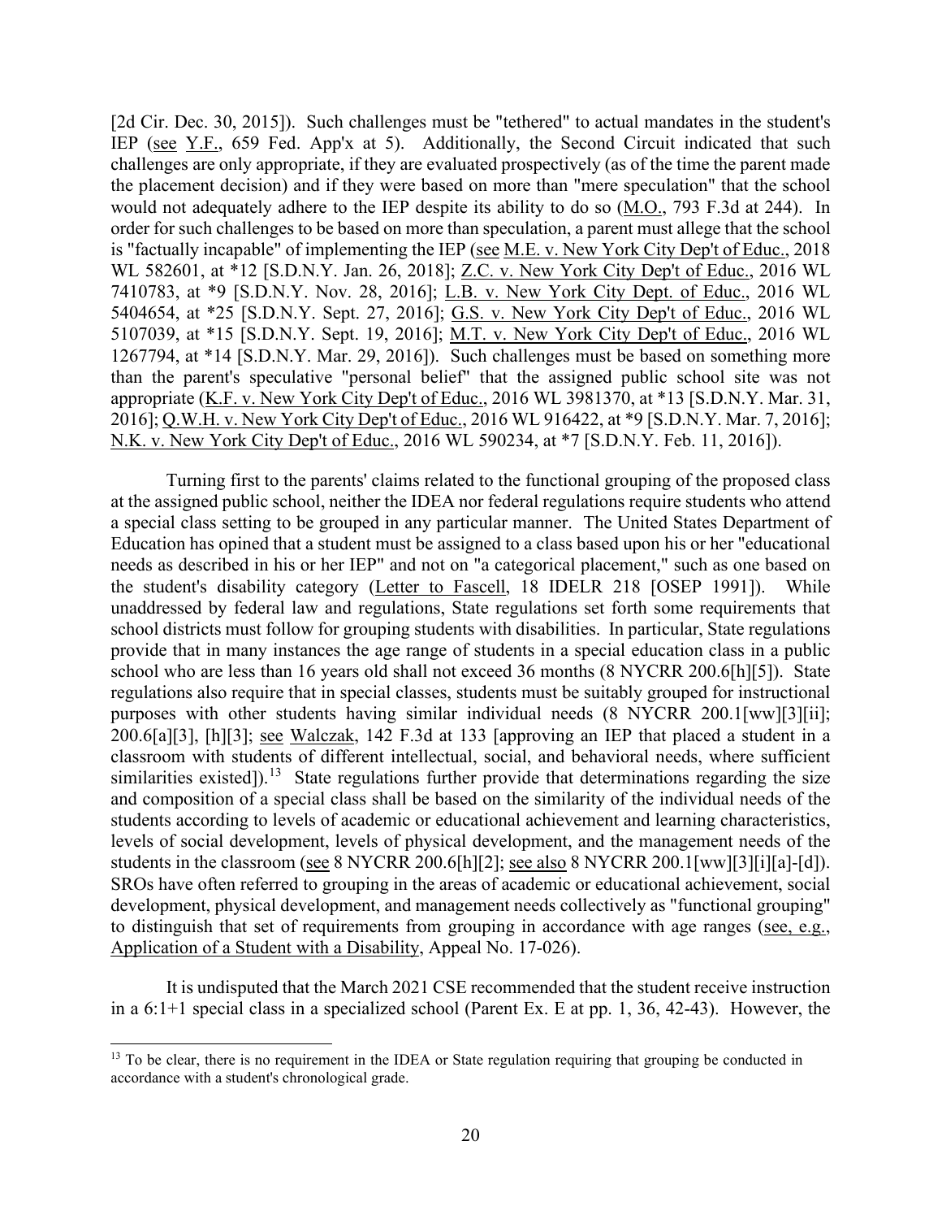[2d Cir. Dec. 30, 2015]). Such challenges must be "tethered" to actual mandates in the student's IEP (see Y.F., 659 Fed. App'x at 5). Additionally, the Second Circuit indicated that such challenges are only appropriate, if they are evaluated prospectively (as of the time the parent made the placement decision) and if they were based on more than "mere speculation" that the school would not adequately adhere to the IEP despite its ability to do so (M.O., 793 F.3d at 244). In order for such challenges to be based on more than speculation, a parent must allege that the school is "factually incapable" of implementing the IEP (see M.E. v. New York City Dep't of Educ., 2018 WL 582601, at *12 [S.D.N.Y. Jan. 26, 2018]; Z.C. v. New York City Dep't of Educ., 2016 WL 7410783, at *9 [S.D.N.Y. Nov. 28, 2016]; L.B. v. New York City Dept. of Educ., 2016 WL 5404654, at *25 [S.D.N.Y. Sept. 27, 2016]; G.S. v. New York City Dep't of Educ., 2016 WL 5107039, at *15 [S.D.N.Y. Sept. 19, 2016]; M.T. v. New York City Dep't of Educ., 2016 WL 1267794, at *14 [S.D.N.Y. Mar. 29, 2016]). Such challenges must be based on something more than the parent's speculative "personal belief" that the assigned public school site was not appropriate (K.F. v. New York City Dep't of Educ., 2016 WL 3981370, at *13 [S.D.N.Y. Mar. 31, 2016]; Q.W.H. v. New York City Dep't of Educ., 2016 WL 916422, at *9 [S.D.N.Y. Mar. 7, 2016]; N.K. v. New York City Dep't of Educ., 2016 WL 590234, at *7 [S.D.N.Y. Feb. 11, 2016]).

Turning first to the parents' claims related to the functional grouping of the proposed class at the assigned public school, neither the IDEA nor federal regulations require students who attend a special class setting to be grouped in any particular manner. The United States Department of Education has opined that a student must be assigned to a class based upon his or her "educational needs as described in his or her IEP" and not on "a categorical placement," such as one based on the student's disability category (Letter to Fascell, 18 IDELR 218 [OSEP 1991]). While unaddressed by federal law and regulations, State regulations set forth some requirements that school districts must follow for grouping students with disabilities. In particular, State regulations provide that in many instances the age range of students in a special education class in a public school who are less than 16 years old shall not exceed 36 months (8 NYCRR 200.6[h][5]). State regulations also require that in special classes, students must be suitably grouped for instructional purposes with other students having similar individual needs (8 NYCRR 200.1[ww][3][ii]; 200.6[a][3], [h][3]; see Walczak, 142 F.3d at 133 [approving an IEP that placed a student in a classroom with students of different intellectual, social, and behavioral needs, where sufficient similarities existed]).[13] State regulations further provide that determinations regarding the size and composition of a special class shall be based on the similarity of the individual needs of the students according to levels of academic or educational achievement and learning characteristics, levels of social development, levels of physical development, and the management needs of the students in the classroom (see 8 NYCRR 200.6[h][2]; see also 8 NYCRR 200.1[ww][3][i][a]-[d]). SROs have often referred to grouping in the areas of academic or educational achievement, social development, physical development, and management needs collectively as "functional grouping" to distinguish that set of requirements from grouping in accordance with age ranges (see, e.g., Application of a Student with a Disability, Appeal No. 17-026).

It is undisputed that the March 2021 CSE recommended that the student receive instruction in a 6:1+1 special class in a specialized school (Parent Ex. E at pp. 1, 36, 42-43). However, the

[13] To be clear, there is no requirement in the IDEA or State regulation requiring that grouping be conducted in accordance with a student's chronological grade.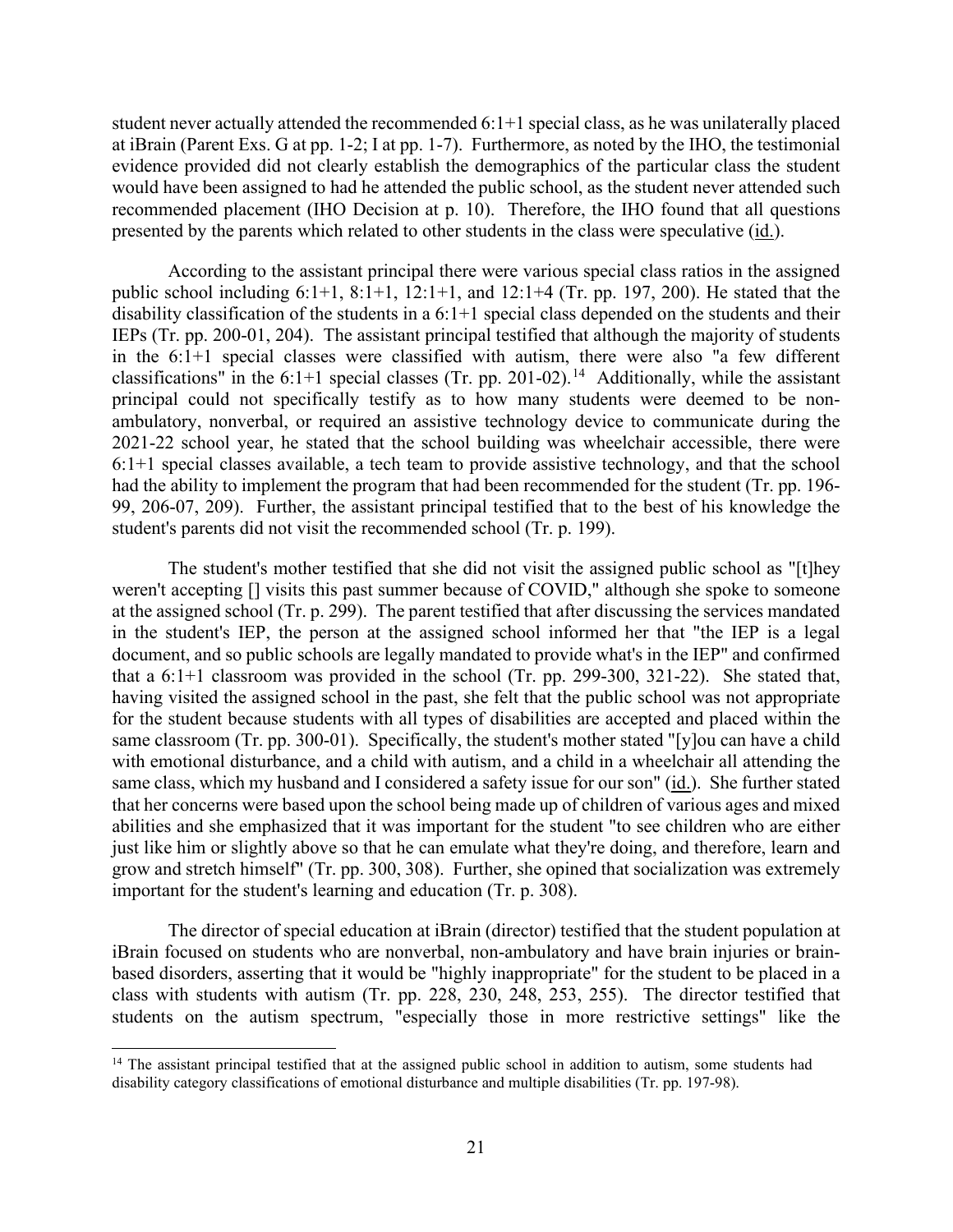student never actually attended the recommended 6:1+1 special class, as he was unilaterally placed at iBrain (Parent Exs. G at pp. 1-2; I at pp. 1-7). Furthermore, as noted by the IHO, the testimonial evidence provided did not clearly establish the demographics of the particular class the student would have been assigned to had he attended the public school, as the student never attended such recommended placement (IHO Decision at p. 10). Therefore, the IHO found that all questions presented by the parents which related to other students in the class were speculative (id.).

According to the assistant principal there were various special class ratios in the assigned public school including 6:1+1, 8:1+1, 12:1+1, and 12:1+4 (Tr. pp. 197, 200). He stated that the disability classification of the students in a 6:1+1 special class depended on the students and their IEPs (Tr. pp. 200-01, 204). The assistant principal testified that although the majority of students in the 6:1+1 special classes were classified with autism, there were also "a few different classifications" in the 6:1+1 special classes (Tr. pp. 201-02).[14] Additionally, while the assistant principal could not specifically testify as to how many students were deemed to be non-ambulatory, nonverbal, or required an assistive technology device to communicate during the 2021-22 school year, he stated that the school building was wheelchair accessible, there were 6:1+1 special classes available, a tech team to provide assistive technology, and that the school had the ability to implement the program that had been recommended for the student (Tr. pp. 196-99, 206-07, 209). Further, the assistant principal testified that to the best of his knowledge the student's parents did not visit the recommended school (Tr. p. 199).

The student's mother testified that she did not visit the assigned public school as "[t]hey weren't accepting [] visits this past summer because of COVID," although she spoke to someone at the assigned school (Tr. p. 299). The parent testified that after discussing the services mandated in the student's IEP, the person at the assigned school informed her that "the IEP is a legal document, and so public schools are legally mandated to provide what's in the IEP" and confirmed that a 6:1+1 classroom was provided in the school (Tr. pp. 299-300, 321-22). She stated that, having visited the assigned school in the past, she felt that the public school was not appropriate for the student because students with all types of disabilities are accepted and placed within the same classroom (Tr. pp. 300-01). Specifically, the student's mother stated "[y]ou can have a child with emotional disturbance, and a child with autism, and a child in a wheelchair all attending the same class, which my husband and I considered a safety issue for our son" (id.). She further stated that her concerns were based upon the school being made up of children of various ages and mixed abilities and she emphasized that it was important for the student "to see children who are either just like him or slightly above so that he can emulate what they're doing, and therefore, learn and grow and stretch himself" (Tr. pp. 300, 308). Further, she opined that socialization was extremely important for the student's learning and education (Tr. p. 308).

The director of special education at iBrain (director) testified that the student population at iBrain focused on students who are nonverbal, non-ambulatory and have brain injuries or brain-based disorders, asserting that it would be "highly inappropriate" for the student to be placed in a class with students with autism (Tr. pp. 228, 230, 248, 253, 255). The director testified that students on the autism spectrum, "especially those in more restrictive settings" like the

[14] The assistant principal testified that at the assigned public school in addition to autism, some students had disability category classifications of emotional disturbance and multiple disabilities (Tr. pp. 197-98).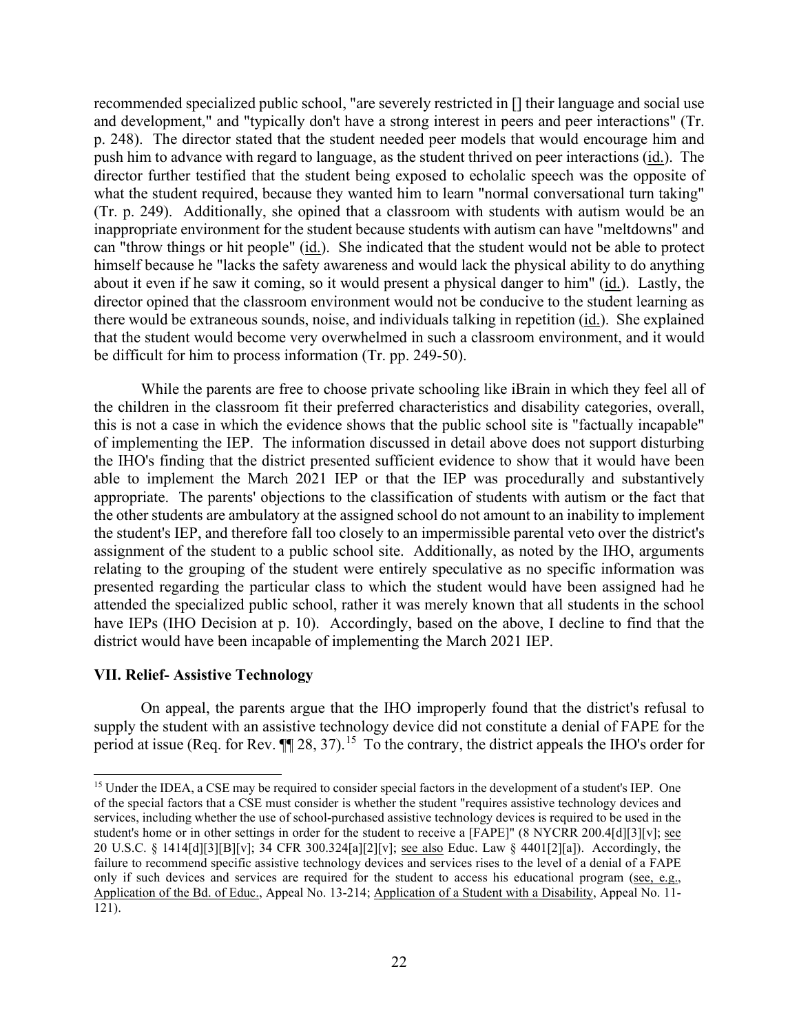recommended specialized public school, "are severely restricted in [] their language and social use and development," and "typically don't have a strong interest in peers and peer interactions" (Tr. p. 248). The director stated that the student needed peer models that would encourage him and push him to advance with regard to language, as the student thrived on peer interactions (id.). The director further testified that the student being exposed to echolalic speech was the opposite of what the student required, because they wanted him to learn "normal conversational turn taking" (Tr. p. 249). Additionally, she opined that a classroom with students with autism would be an inappropriate environment for the student because students with autism can have "meltdowns" and can "throw things or hit people" (id.). She indicated that the student would not be able to protect himself because he "lacks the safety awareness and would lack the physical ability to do anything about it even if he saw it coming, so it would present a physical danger to him" (id.). Lastly, the director opined that the classroom environment would not be conducive to the student learning as there would be extraneous sounds, noise, and individuals talking in repetition (id.). She explained that the student would become very overwhelmed in such a classroom environment, and it would be difficult for him to process information (Tr. pp. 249-50).

While the parents are free to choose private schooling like iBrain in which they feel all of the children in the classroom fit their preferred characteristics and disability categories, overall, this is not a case in which the evidence shows that the public school site is "factually incapable" of implementing the IEP. The information discussed in detail above does not support disturbing the IHO's finding that the district presented sufficient evidence to show that it would have been able to implement the March 2021 IEP or that the IEP was procedurally and substantively appropriate. The parents' objections to the classification of students with autism or the fact that the other students are ambulatory at the assigned school do not amount to an inability to implement the student's IEP, and therefore fall too closely to an impermissible parental veto over the district's assignment of the student to a public school site. Additionally, as noted by the IHO, arguments relating to the grouping of the student were entirely speculative as no specific information was presented regarding the particular class to which the student would have been assigned had he attended the specialized public school, rather it was merely known that all students in the school have IEPs (IHO Decision at p. 10). Accordingly, based on the above, I decline to find that the district would have been incapable of implementing the March 2021 IEP.

### VII. Relief- Assistive Technology

On appeal, the parents argue that the IHO improperly found that the district's refusal to supply the student with an assistive technology device did not constitute a denial of FAPE for the period at issue (Req. for Rev. ¶¶ 28, 37).[15] To the contrary, the district appeals the IHO's order for

---

[15] Under the IDEA, a CSE may be required to consider special factors in the development of a student's IEP. One of the special factors that a CSE must consider is whether the student "requires assistive technology devices and services, including whether the use of school-purchased assistive technology devices is required to be used in the student's home or in other settings in order for the student to receive a [FAPE]" (8 NYCRR 200.4[d][3][v]; see 20 U.S.C. § 1414[d][3][B][v]; 34 CFR 300.324[a][2][v]; see also Educ. Law § 4401[2][a]). Accordingly, the failure to recommend specific assistive technology devices and services rises to the level of a denial of a FAPE only if such devices and services are required for the student to access his educational program (see, e.g., Application of the Bd. of Educ., Appeal No. 13-214; Application of a Student with a Disability, Appeal No. 11-121).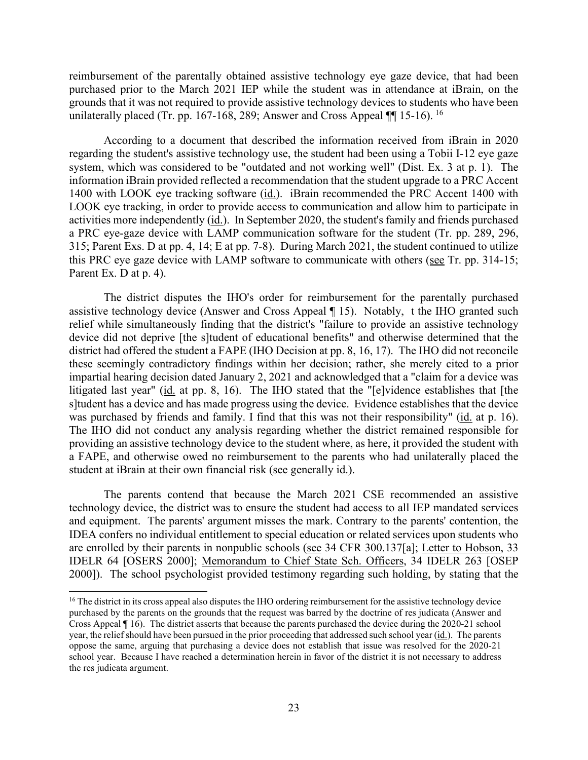reimbursement of the parentally obtained assistive technology eye gaze device, that had been purchased prior to the March 2021 IEP while the student was in attendance at iBrain, on the grounds that it was not required to provide assistive technology devices to students who have been unilaterally placed (Tr. pp. 167-168, 289; Answer and Cross Appeal ¶¶ 15-16). [16]

According to a document that described the information received from iBrain in 2020 regarding the student's assistive technology use, the student had been using a Tobii I-12 eye gaze system, which was considered to be "outdated and not working well" (Dist. Ex. 3 at p. 1). The information iBrain provided reflected a recommendation that the student upgrade to a PRC Accent 1400 with LOOK eye tracking software (id.). iBrain recommended the PRC Accent 1400 with LOOK eye tracking, in order to provide access to communication and allow him to participate in activities more independently (id.). In September 2020, the student's family and friends purchased a PRC eye-gaze device with LAMP communication software for the student (Tr. pp. 289, 296, 315; Parent Exs. D at pp. 4, 14; E at pp. 7-8). During March 2021, the student continued to utilize this PRC eye gaze device with LAMP software to communicate with others (see Tr. pp. 314-15; Parent Ex. D at p. 4).

The district disputes the IHO's order for reimbursement for the parentally purchased assistive technology device (Answer and Cross Appeal ¶ 15). Notably, t the IHO granted such relief while simultaneously finding that the district's "failure to provide an assistive technology device did not deprive [the s]tudent of educational benefits" and otherwise determined that the district had offered the student a FAPE (IHO Decision at pp. 8, 16, 17). The IHO did not reconcile these seemingly contradictory findings within her decision; rather, she merely cited to a prior impartial hearing decision dated January 2, 2021 and acknowledged that a "claim for a device was litigated last year" (id. at pp. 8, 16). The IHO stated that the "[e]vidence establishes that [the s]tudent has a device and has made progress using the device. Evidence establishes that the device was purchased by friends and family. I find that this was not their responsibility" (id. at p. 16). The IHO did not conduct any analysis regarding whether the district remained responsible for providing an assistive technology device to the student where, as here, it provided the student with a FAPE, and otherwise owed no reimbursement to the parents who had unilaterally placed the student at iBrain at their own financial risk (see generally id.).

The parents contend that because the March 2021 CSE recommended an assistive technology device, the district was to ensure the student had access to all IEP mandated services and equipment. The parents' argument misses the mark. Contrary to the parents' contention, the IDEA confers no individual entitlement to special education or related services upon students who are enrolled by their parents in nonpublic schools (see 34 CFR 300.137[a]; Letter to Hobson, 33 IDELR 64 [OSERS 2000]; Memorandum to Chief State Sch. Officers, 34 IDELR 263 [OSEP 2000]). The school psychologist provided testimony regarding such holding, by stating that the

[16] The district in its cross appeal also disputes the IHO ordering reimbursement for the assistive technology device purchased by the parents on the grounds that the request was barred by the doctrine of res judicata (Answer and Cross Appeal ¶ 16). The district asserts that because the parents purchased the device during the 2020-21 school year, the relief should have been pursued in the prior proceeding that addressed such school year (id.). The parents oppose the same, arguing that purchasing a device does not establish that issue was resolved for the 2020-21 school year. Because I have reached a determination herein in favor of the district it is not necessary to address the res judicata argument.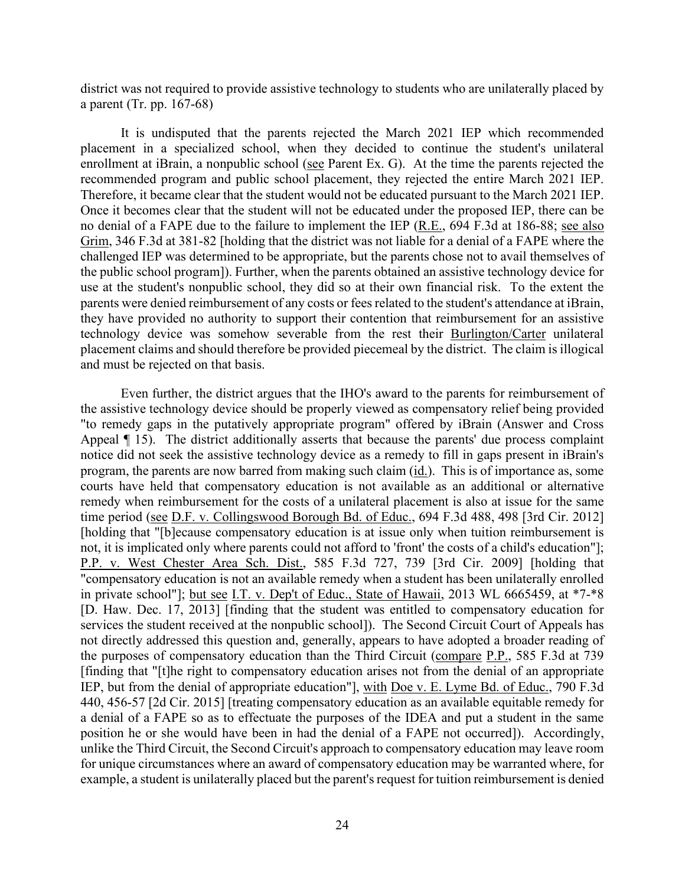district was not required to provide assistive technology to students who are unilaterally placed by a parent (Tr. pp. 167-68)

It is undisputed that the parents rejected the March 2021 IEP which recommended placement in a specialized school, when they decided to continue the student's unilateral enrollment at iBrain, a nonpublic school (see Parent Ex. G). At the time the parents rejected the recommended program and public school placement, they rejected the entire March 2021 IEP. Therefore, it became clear that the student would not be educated pursuant to the March 2021 IEP. Once it becomes clear that the student will not be educated under the proposed IEP, there can be no denial of a FAPE due to the failure to implement the IEP (R.E., 694 F.3d at 186-88; see also Grim, 346 F.3d at 381-82 [holding that the district was not liable for a denial of a FAPE where the challenged IEP was determined to be appropriate, but the parents chose not to avail themselves of the public school program]). Further, when the parents obtained an assistive technology device for use at the student's nonpublic school, they did so at their own financial risk. To the extent the parents were denied reimbursement of any costs or fees related to the student's attendance at iBrain, they have provided no authority to support their contention that reimbursement for an assistive technology device was somehow severable from the rest their Burlington/Carter unilateral placement claims and should therefore be provided piecemeal by the district. The claim is illogical and must be rejected on that basis.

Even further, the district argues that the IHO's award to the parents for reimbursement of the assistive technology device should be properly viewed as compensatory relief being provided "to remedy gaps in the putatively appropriate program" offered by iBrain (Answer and Cross Appeal ¶ 15). The district additionally asserts that because the parents' due process complaint notice did not seek the assistive technology device as a remedy to fill in gaps present in iBrain's program, the parents are now barred from making such claim (id.). This is of importance as, some courts have held that compensatory education is not available as an additional or alternative remedy when reimbursement for the costs of a unilateral placement is also at issue for the same time period (see D.F. v. Collingswood Borough Bd. of Educ., 694 F.3d 488, 498 [3rd Cir. 2012] [holding that "[b]ecause compensatory education is at issue only when tuition reimbursement is not, it is implicated only where parents could not afford to 'front' the costs of a child's education"]; P.P. v. West Chester Area Sch. Dist., 585 F.3d 727, 739 [3rd Cir. 2009] [holding that "compensatory education is not an available remedy when a student has been unilaterally enrolled in private school"]; but see I.T. v. Dep't of Educ., State of Hawaii, 2013 WL 6665459, at *7-*8 [D. Haw. Dec. 17, 2013] [finding that the student was entitled to compensatory education for services the student received at the nonpublic school]). The Second Circuit Court of Appeals has not directly addressed this question and, generally, appears to have adopted a broader reading of the purposes of compensatory education than the Third Circuit (compare P.P., 585 F.3d at 739 [finding that "[t]he right to compensatory education arises not from the denial of an appropriate IEP, but from the denial of appropriate education"], with Doe v. E. Lyme Bd. of Educ., 790 F.3d 440, 456-57 [2d Cir. 2015] [treating compensatory education as an available equitable remedy for a denial of a FAPE so as to effectuate the purposes of the IDEA and put a student in the same position he or she would have been in had the denial of a FAPE not occurred]). Accordingly, unlike the Third Circuit, the Second Circuit's approach to compensatory education may leave room for unique circumstances where an award of compensatory education may be warranted where, for example, a student is unilaterally placed but the parent's request for tuition reimbursement is denied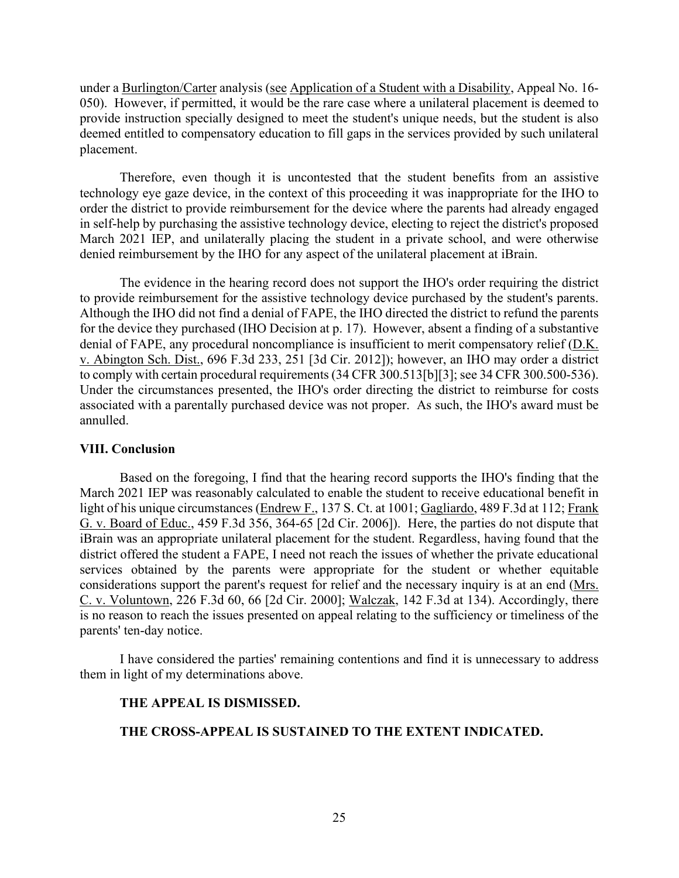under a Burlington/Carter analysis (see Application of a Student with a Disability, Appeal No. 16-050). However, if permitted, it would be the rare case where a unilateral placement is deemed to provide instruction specially designed to meet the student's unique needs, but the student is also deemed entitled to compensatory education to fill gaps in the services provided by such unilateral placement.

Therefore, even though it is uncontested that the student benefits from an assistive technology eye gaze device, in the context of this proceeding it was inappropriate for the IHO to order the district to provide reimbursement for the device where the parents had already engaged in self-help by purchasing the assistive technology device, electing to reject the district's proposed March 2021 IEP, and unilaterally placing the student in a private school, and were otherwise denied reimbursement by the IHO for any aspect of the unilateral placement at iBrain.

The evidence in the hearing record does not support the IHO's order requiring the district to provide reimbursement for the assistive technology device purchased by the student's parents. Although the IHO did not find a denial of FAPE, the IHO directed the district to refund the parents for the device they purchased (IHO Decision at p. 17). However, absent a finding of a substantive denial of FAPE, any procedural noncompliance is insufficient to merit compensatory relief (D.K. v. Abington Sch. Dist., 696 F.3d 233, 251 [3d Cir. 2012]); however, an IHO may order a district to comply with certain procedural requirements (34 CFR 300.513[b][3]; see 34 CFR 300.500-536). Under the circumstances presented, the IHO's order directing the district to reimburse for costs associated with a parentally purchased device was not proper. As such, the IHO's award must be annulled.

## VIII. Conclusion

Based on the foregoing, I find that the hearing record supports the IHO's finding that the March 2021 IEP was reasonably calculated to enable the student to receive educational benefit in light of his unique circumstances (Endrew F., 137 S. Ct. at 1001; Gagliardo, 489 F.3d at 112; Frank G. v. Board of Educ., 459 F.3d 356, 364-65 [2d Cir. 2006]). Here, the parties do not dispute that iBrain was an appropriate unilateral placement for the student. Regardless, having found that the district offered the student a FAPE, I need not reach the issues of whether the private educational services obtained by the parents were appropriate for the student or whether equitable considerations support the parent's request for relief and the necessary inquiry is at an end (Mrs. C. v. Voluntown, 226 F.3d 60, 66 [2d Cir. 2000]; Walczak, 142 F.3d at 134). Accordingly, there is no reason to reach the issues presented on appeal relating to the sufficiency or timeliness of the parents' ten-day notice.

I have considered the parties' remaining contentions and find it is unnecessary to address them in light of my determinations above.

**THE APPEAL IS DISMISSED.**

**THE CROSS-APPEAL IS SUSTAINED TO THE EXTENT INDICATED.**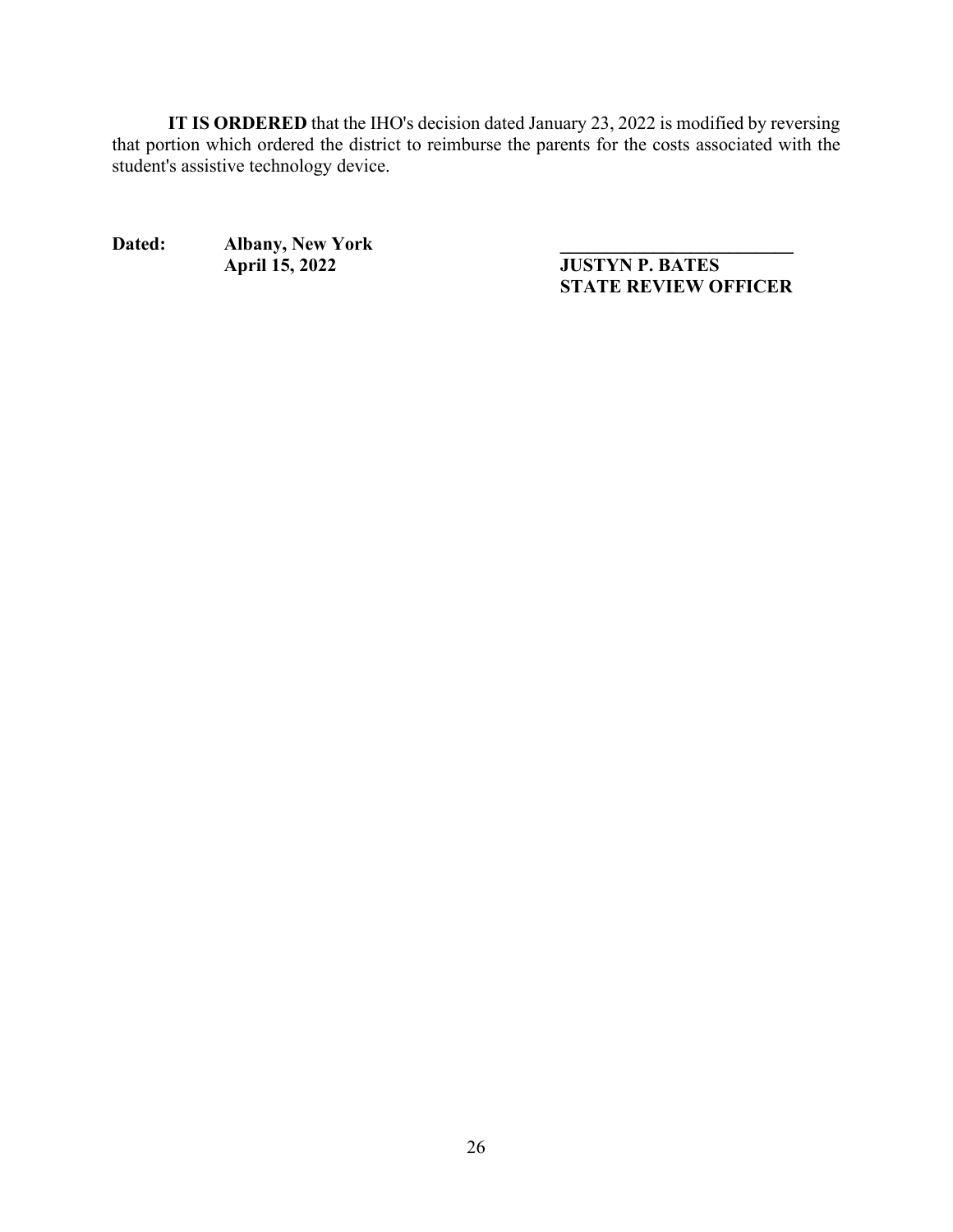**IT IS ORDERED** that the IHO's decision dated January 23, 2022 is modified by reversing that portion which ordered the district to reimburse the parents for the costs associated with the student's assistive technology device.

**Dated:** **Albany, New York**
**April 15, 2022**

**\_\_\_\_\_\_\_\_\_\_\_\_\_\_\_\_\_\_\_\_\_\_\_\_\_\_**
**JUSTYN P. BATES**
**STATE REVIEW OFFICER**